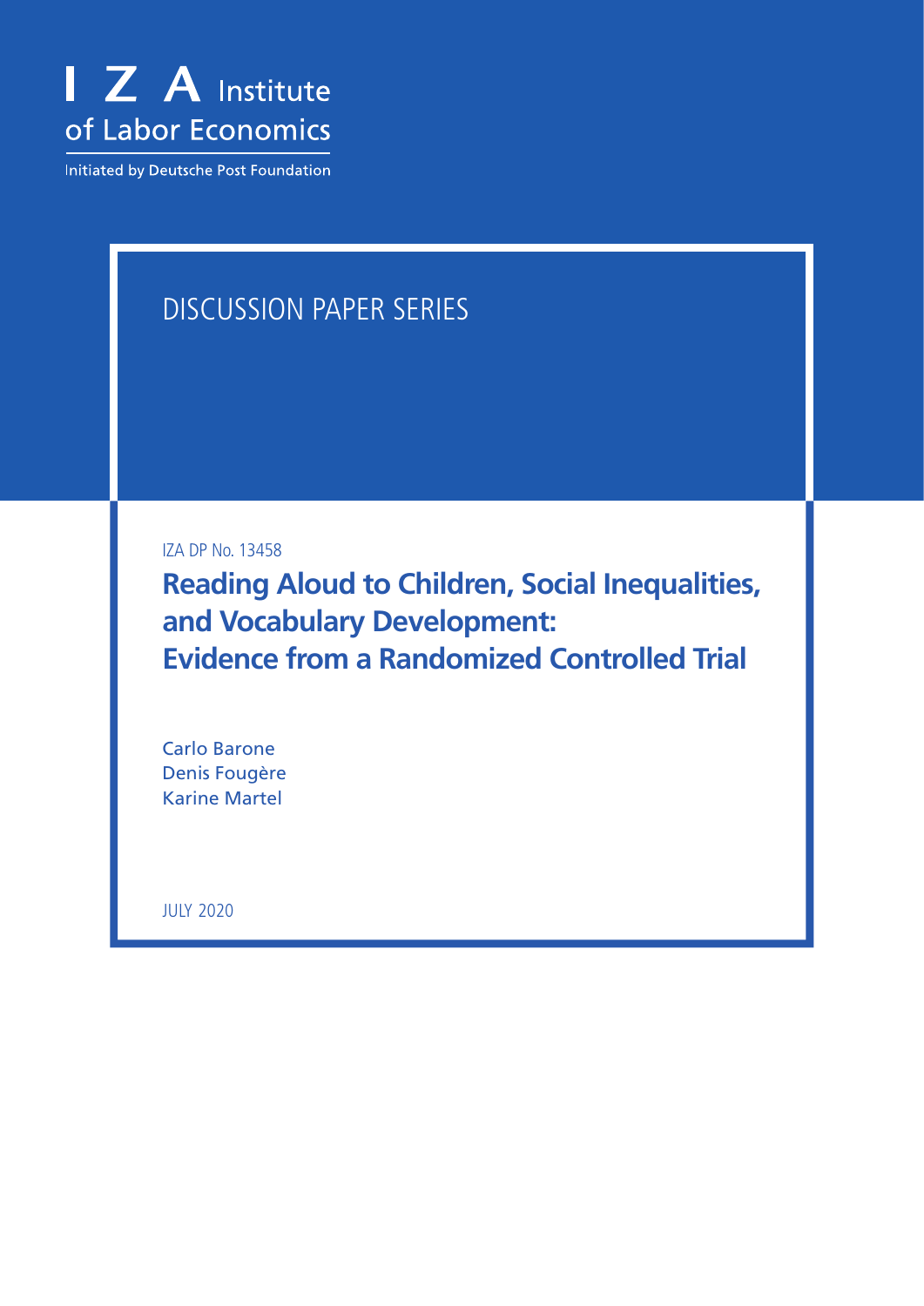I Z A Institute of Labor Economics

Initiated by Deutsche Post Foundation

DISCUSSION PAPER SERIES

IZA DP No. 13458

# Reading Aloud to Children, Social Inequalities, and Vocabulary Development: Evidence from a Randomized Controlled Trial

Carlo Barone
Denis Fougère
Karine Martel

JULY 2020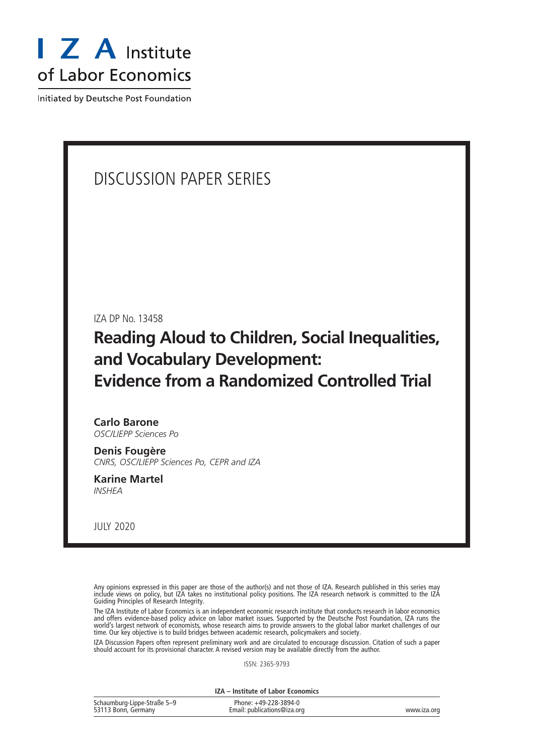I Z A Institute of Labor Economics

Initiated by Deutsche Post Foundation

# DISCUSSION PAPER SERIES

IZA DP No. 13458

## Reading Aloud to Children, Social Inequalities, and Vocabulary Development: Evidence from a Randomized Controlled Trial

**Carlo Barone**
*OSC/LIEPP Sciences Po*

**Denis Fougère**
*CNRS, OSC/LIEPP Sciences Po, CEPR and IZA*

**Karine Martel**
*INSHEA*

JULY 2020

Any opinions expressed in this paper are those of the author(s) and not those of IZA. Research published in this series may include views on policy, but IZA takes no institutional policy positions. The IZA research network is committed to the IZA Guiding Principles of Research Integrity.

The IZA Institute of Labor Economics is an independent economic research institute that conducts research in labor economics and offers evidence-based policy advice on labor market issues. Supported by the Deutsche Post Foundation, IZA runs the world's largest network of economists, whose research aims to provide answers to the global labor market challenges of our time. Our key objective is to build bridges between academic research, policymakers and society.

IZA Discussion Papers often represent preliminary work and are circulated to encourage discussion. Citation of such a paper should account for its provisional character. A revised version may be available directly from the author.

ISSN: 2365-9793

**IZA – Institute of Labor Economics**

Schaumburg-Lippe-Straße 5–9
53113 Bonn, Germany

Phone: +49-228-3894-0
Email: publications@iza.org

www.iza.org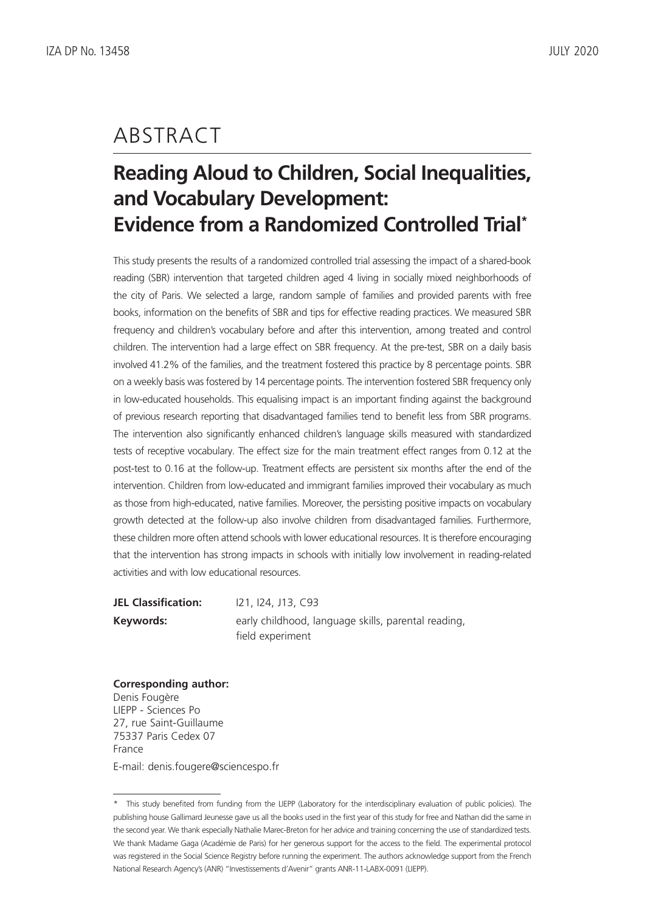# ABSTRACT

## Reading Aloud to Children, Social Inequalities, and Vocabulary Development: Evidence from a Randomized Controlled Trial*

This study presents the results of a randomized controlled trial assessing the impact of a shared-book reading (SBR) intervention that targeted children aged 4 living in socially mixed neighborhoods of the city of Paris. We selected a large, random sample of families and provided parents with free books, information on the benefits of SBR and tips for effective reading practices. We measured SBR frequency and children's vocabulary before and after this intervention, among treated and control children. The intervention had a large effect on SBR frequency. At the pre-test, SBR on a daily basis involved 41.2% of the families, and the treatment fostered this practice by 8 percentage points. SBR on a weekly basis was fostered by 14 percentage points. The intervention fostered SBR frequency only in low-educated households. This equalising impact is an important finding against the background of previous research reporting that disadvantaged families tend to benefit less from SBR programs. The intervention also significantly enhanced children's language skills measured with standardized tests of receptive vocabulary. The effect size for the main treatment effect ranges from 0.12 at the post-test to 0.16 at the follow-up. Treatment effects are persistent six months after the end of the intervention. Children from low-educated and immigrant families improved their vocabulary as much as those from high-educated, native families. Moreover, the persisting positive impacts on vocabulary growth detected at the follow-up also involve children from disadvantaged families. Furthermore, these children more often attend schools with lower educational resources. It is therefore encouraging that the intervention has strong impacts in schools with initially low involvement in reading-related activities and with low educational resources.

**JEL Classification:** I21, I24, J13, C93

**Keywords:** early childhood, language skills, parental reading, field experiment

**Corresponding author:**
Denis Fougère
LIEPP - Sciences Po
27, rue Saint-Guillaume
75337 Paris Cedex 07
France

E-mail: denis.fougere@sciencespo.fr

---

\* This study benefited from funding from the LIEPP (Laboratory for the interdisciplinary evaluation of public policies). The publishing house Gallimard Jeunesse gave us all the books used in the first year of this study for free and Nathan did the same in the second year. We thank especially Nathalie Marec-Breton for her advice and training concerning the use of standardized tests. We thank Madame Gaga (Académie de Paris) for her generous support for the access to the field. The experimental protocol was registered in the Social Science Registry before running the experiment. The authors acknowledge support from the French National Research Agency's (ANR) "Investissements d'Avenir" grants ANR-11-LABX-0091 (LIEPP).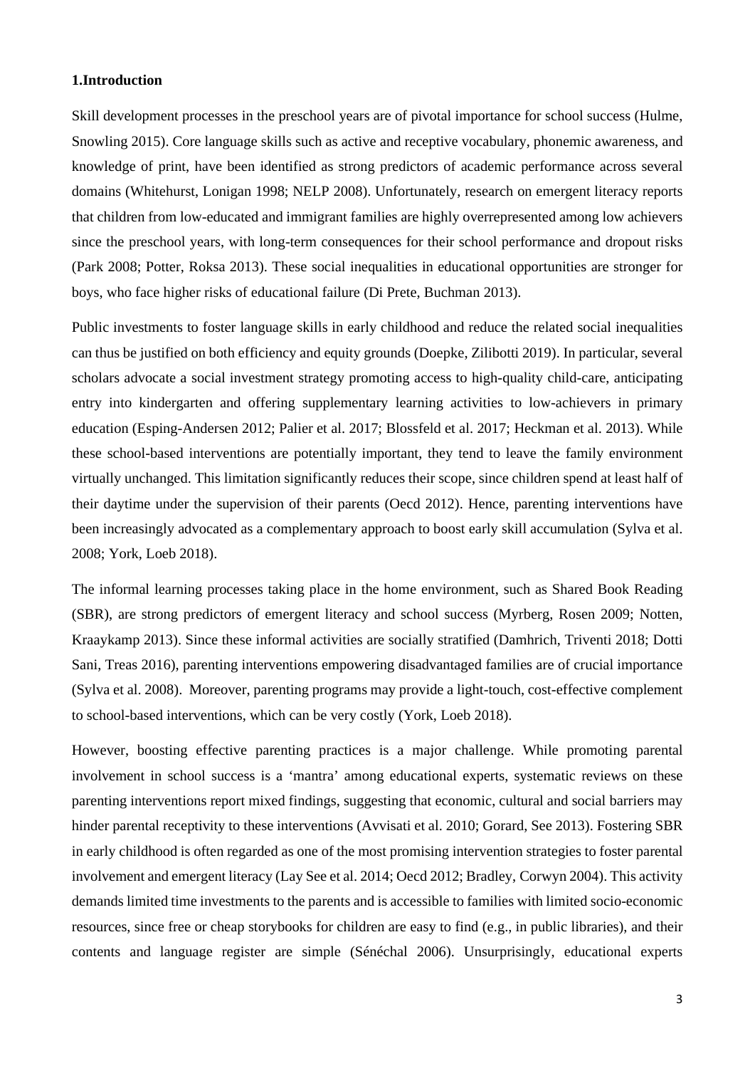# 1.Introduction

Skill development processes in the preschool years are of pivotal importance for school success (Hulme, Snowling 2015). Core language skills such as active and receptive vocabulary, phonemic awareness, and knowledge of print, have been identified as strong predictors of academic performance across several domains (Whitehurst, Lonigan 1998; NELP 2008). Unfortunately, research on emergent literacy reports that children from low-educated and immigrant families are highly overrepresented among low achievers since the preschool years, with long-term consequences for their school performance and dropout risks (Park 2008; Potter, Roksa 2013). These social inequalities in educational opportunities are stronger for boys, who face higher risks of educational failure (Di Prete, Buchman 2013).

Public investments to foster language skills in early childhood and reduce the related social inequalities can thus be justified on both efficiency and equity grounds (Doepke, Zilibotti 2019). In particular, several scholars advocate a social investment strategy promoting access to high-quality child-care, anticipating entry into kindergarten and offering supplementary learning activities to low-achievers in primary education (Esping-Andersen 2012; Palier et al. 2017; Blossfeld et al. 2017; Heckman et al. 2013). While these school-based interventions are potentially important, they tend to leave the family environment virtually unchanged. This limitation significantly reduces their scope, since children spend at least half of their daytime under the supervision of their parents (Oecd 2012). Hence, parenting interventions have been increasingly advocated as a complementary approach to boost early skill accumulation (Sylva et al. 2008; York, Loeb 2018).

The informal learning processes taking place in the home environment, such as Shared Book Reading (SBR), are strong predictors of emergent literacy and school success (Myrberg, Rosen 2009; Notten, Kraaykamp 2013). Since these informal activities are socially stratified (Damhrich, Triventi 2018; Dotti Sani, Treas 2016), parenting interventions empowering disadvantaged families are of crucial importance (Sylva et al. 2008). Moreover, parenting programs may provide a light-touch, cost-effective complement to school-based interventions, which can be very costly (York, Loeb 2018).

However, boosting effective parenting practices is a major challenge. While promoting parental involvement in school success is a 'mantra' among educational experts, systematic reviews on these parenting interventions report mixed findings, suggesting that economic, cultural and social barriers may hinder parental receptivity to these interventions (Avvisati et al. 2010; Gorard, See 2013). Fostering SBR in early childhood is often regarded as one of the most promising intervention strategies to foster parental involvement and emergent literacy (Lay See et al. 2014; Oecd 2012; Bradley, Corwyn 2004). This activity demands limited time investments to the parents and is accessible to families with limited socio-economic resources, since free or cheap storybooks for children are easy to find (e.g., in public libraries), and their contents and language register are simple (Sénéchal 2006). Unsurprisingly, educational experts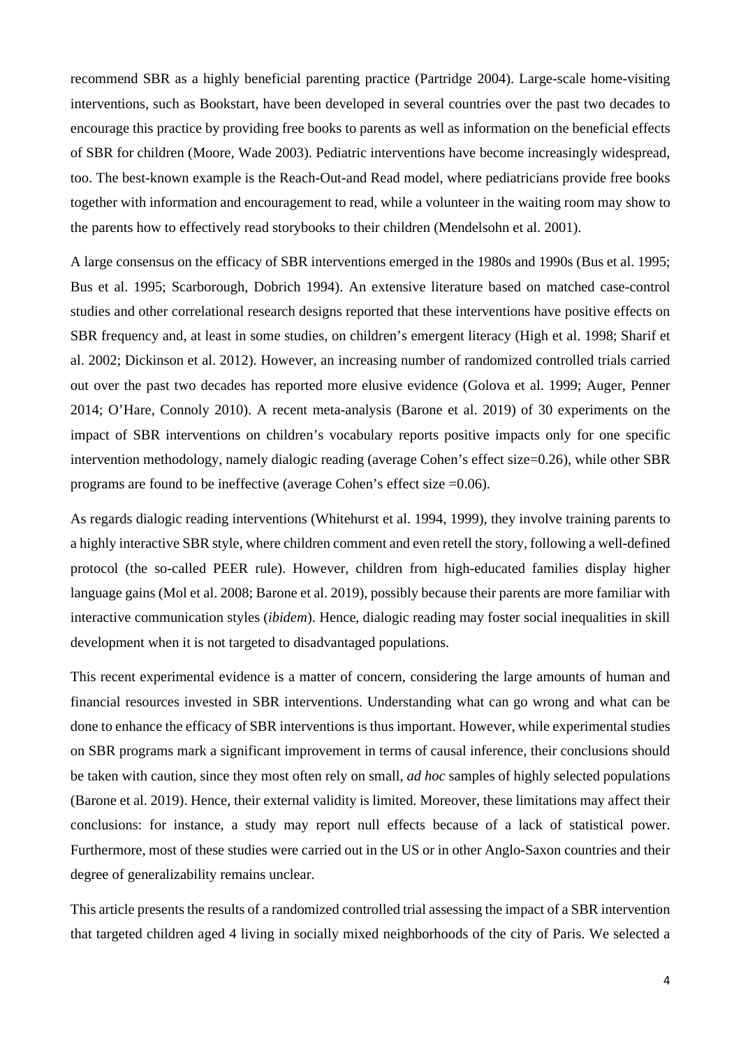recommend SBR as a highly beneficial parenting practice (Partridge 2004). Large-scale home-visiting interventions, such as Bookstart, have been developed in several countries over the past two decades to encourage this practice by providing free books to parents as well as information on the beneficial effects of SBR for children (Moore, Wade 2003). Pediatric interventions have become increasingly widespread, too. The best-known example is the Reach-Out-and Read model, where pediatricians provide free books together with information and encouragement to read, while a volunteer in the waiting room may show to the parents how to effectively read storybooks to their children (Mendelsohn et al. 2001).

A large consensus on the efficacy of SBR interventions emerged in the 1980s and 1990s (Bus et al. 1995; Bus et al. 1995; Scarborough, Dobrich 1994). An extensive literature based on matched case-control studies and other correlational research designs reported that these interventions have positive effects on SBR frequency and, at least in some studies, on children's emergent literacy (High et al. 1998; Sharif et al. 2002; Dickinson et al. 2012). However, an increasing number of randomized controlled trials carried out over the past two decades has reported more elusive evidence (Golova et al. 1999; Auger, Penner 2014; O'Hare, Connoly 2010). A recent meta-analysis (Barone et al. 2019) of 30 experiments on the impact of SBR interventions on children's vocabulary reports positive impacts only for one specific intervention methodology, namely dialogic reading (average Cohen's effect size=0.26), while other SBR programs are found to be ineffective (average Cohen's effect size =0.06).

As regards dialogic reading interventions (Whitehurst et al. 1994, 1999), they involve training parents to a highly interactive SBR style, where children comment and even retell the story, following a well-defined protocol (the so-called PEER rule). However, children from high-educated families display higher language gains (Mol et al. 2008; Barone et al. 2019), possibly because their parents are more familiar with interactive communication styles (*ibidem*). Hence, dialogic reading may foster social inequalities in skill development when it is not targeted to disadvantaged populations.

This recent experimental evidence is a matter of concern, considering the large amounts of human and financial resources invested in SBR interventions. Understanding what can go wrong and what can be done to enhance the efficacy of SBR interventions is thus important. However, while experimental studies on SBR programs mark a significant improvement in terms of causal inference, their conclusions should be taken with caution, since they most often rely on small, *ad hoc* samples of highly selected populations (Barone et al. 2019). Hence, their external validity is limited. Moreover, these limitations may affect their conclusions: for instance, a study may report null effects because of a lack of statistical power. Furthermore, most of these studies were carried out in the US or in other Anglo-Saxon countries and their degree of generalizability remains unclear.

This article presents the results of a randomized controlled trial assessing the impact of a SBR intervention that targeted children aged 4 living in socially mixed neighborhoods of the city of Paris. We selected a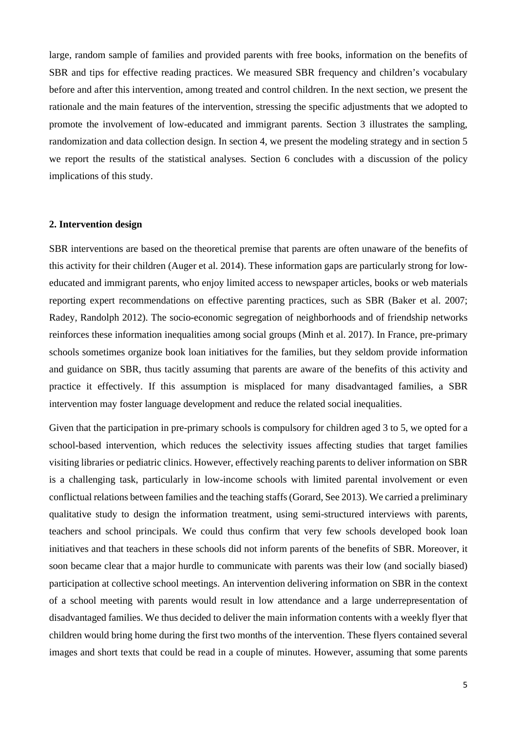large, random sample of families and provided parents with free books, information on the benefits of SBR and tips for effective reading practices. We measured SBR frequency and children's vocabulary before and after this intervention, among treated and control children. In the next section, we present the rationale and the main features of the intervention, stressing the specific adjustments that we adopted to promote the involvement of low-educated and immigrant parents. Section 3 illustrates the sampling, randomization and data collection design. In section 4, we present the modeling strategy and in section 5 we report the results of the statistical analyses. Section 6 concludes with a discussion of the policy implications of this study.

## 2. Intervention design

SBR interventions are based on the theoretical premise that parents are often unaware of the benefits of this activity for their children (Auger et al. 2014). These information gaps are particularly strong for low-educated and immigrant parents, who enjoy limited access to newspaper articles, books or web materials reporting expert recommendations on effective parenting practices, such as SBR (Baker et al. 2007; Radey, Randolph 2012). The socio-economic segregation of neighborhoods and of friendship networks reinforces these information inequalities among social groups (Minh et al. 2017). In France, pre-primary schools sometimes organize book loan initiatives for the families, but they seldom provide information and guidance on SBR, thus tacitly assuming that parents are aware of the benefits of this activity and practice it effectively. If this assumption is misplaced for many disadvantaged families, a SBR intervention may foster language development and reduce the related social inequalities.

Given that the participation in pre-primary schools is compulsory for children aged 3 to 5, we opted for a school-based intervention, which reduces the selectivity issues affecting studies that target families visiting libraries or pediatric clinics. However, effectively reaching parents to deliver information on SBR is a challenging task, particularly in low-income schools with limited parental involvement or even conflictual relations between families and the teaching staffs (Gorard, See 2013). We carried a preliminary qualitative study to design the information treatment, using semi-structured interviews with parents, teachers and school principals. We could thus confirm that very few schools developed book loan initiatives and that teachers in these schools did not inform parents of the benefits of SBR. Moreover, it soon became clear that a major hurdle to communicate with parents was their low (and socially biased) participation at collective school meetings. An intervention delivering information on SBR in the context of a school meeting with parents would result in low attendance and a large underrepresentation of disadvantaged families. We thus decided to deliver the main information contents with a weekly flyer that children would bring home during the first two months of the intervention. These flyers contained several images and short texts that could be read in a couple of minutes. However, assuming that some parents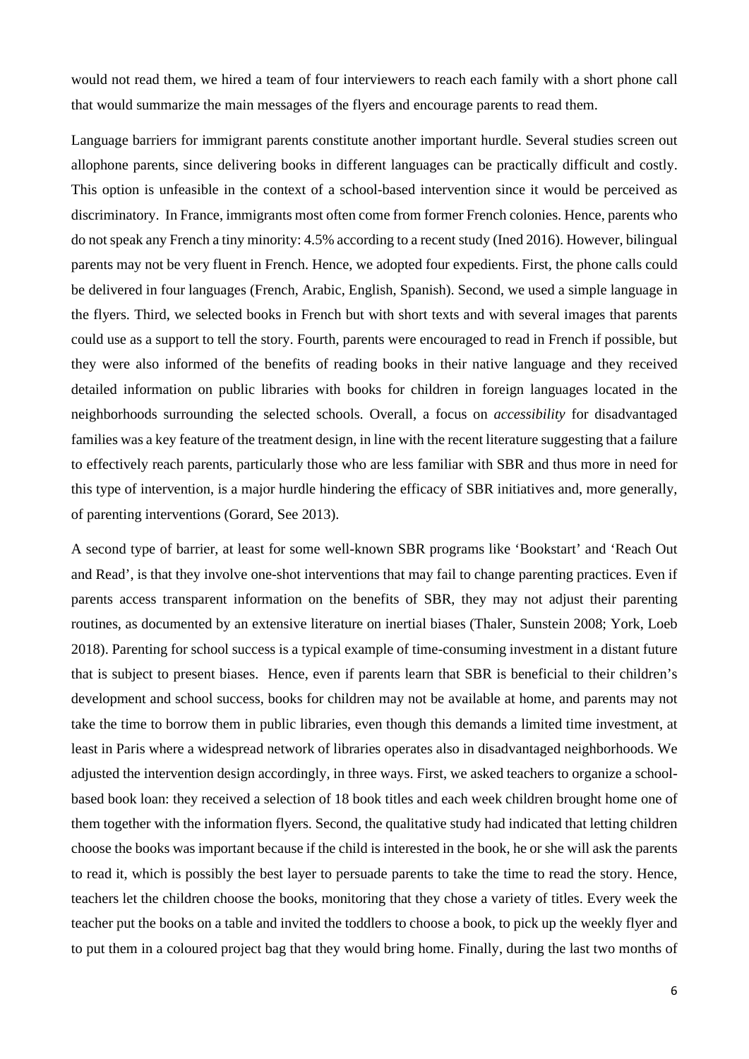would not read them, we hired a team of four interviewers to reach each family with a short phone call that would summarize the main messages of the flyers and encourage parents to read them.

Language barriers for immigrant parents constitute another important hurdle. Several studies screen out allophone parents, since delivering books in different languages can be practically difficult and costly. This option is unfeasible in the context of a school-based intervention since it would be perceived as discriminatory. In France, immigrants most often come from former French colonies. Hence, parents who do not speak any French a tiny minority: 4.5% according to a recent study (Ined 2016). However, bilingual parents may not be very fluent in French. Hence, we adopted four expedients. First, the phone calls could be delivered in four languages (French, Arabic, English, Spanish). Second, we used a simple language in the flyers. Third, we selected books in French but with short texts and with several images that parents could use as a support to tell the story. Fourth, parents were encouraged to read in French if possible, but they were also informed of the benefits of reading books in their native language and they received detailed information on public libraries with books for children in foreign languages located in the neighborhoods surrounding the selected schools. Overall, a focus on *accessibility* for disadvantaged families was a key feature of the treatment design, in line with the recent literature suggesting that a failure to effectively reach parents, particularly those who are less familiar with SBR and thus more in need for this type of intervention, is a major hurdle hindering the efficacy of SBR initiatives and, more generally, of parenting interventions (Gorard, See 2013).

A second type of barrier, at least for some well-known SBR programs like 'Bookstart' and 'Reach Out and Read', is that they involve one-shot interventions that may fail to change parenting practices. Even if parents access transparent information on the benefits of SBR, they may not adjust their parenting routines, as documented by an extensive literature on inertial biases (Thaler, Sunstein 2008; York, Loeb 2018). Parenting for school success is a typical example of time-consuming investment in a distant future that is subject to present biases. Hence, even if parents learn that SBR is beneficial to their children's development and school success, books for children may not be available at home, and parents may not take the time to borrow them in public libraries, even though this demands a limited time investment, at least in Paris where a widespread network of libraries operates also in disadvantaged neighborhoods. We adjusted the intervention design accordingly, in three ways. First, we asked teachers to organize a school-based book loan: they received a selection of 18 book titles and each week children brought home one of them together with the information flyers. Second, the qualitative study had indicated that letting children choose the books was important because if the child is interested in the book, he or she will ask the parents to read it, which is possibly the best layer to persuade parents to take the time to read the story. Hence, teachers let the children choose the books, monitoring that they chose a variety of titles. Every week the teacher put the books on a table and invited the toddlers to choose a book, to pick up the weekly flyer and to put them in a coloured project bag that they would bring home. Finally, during the last two months of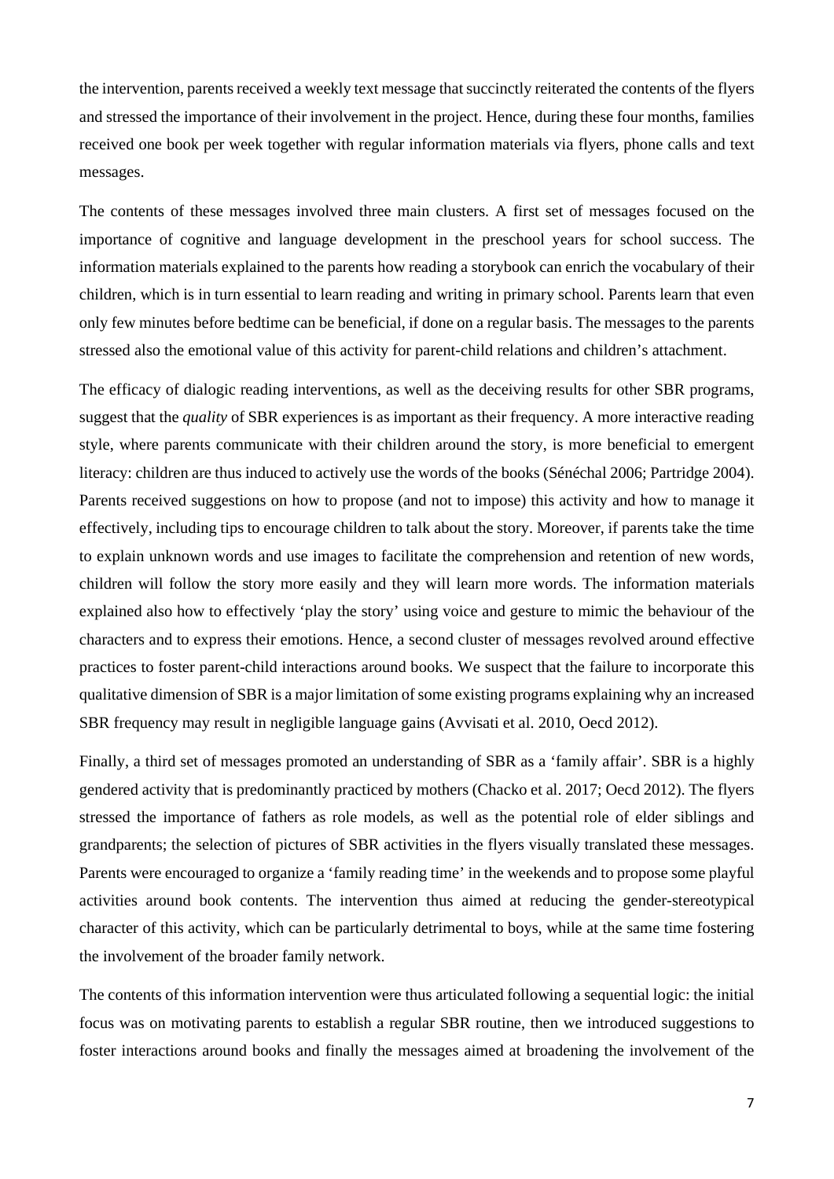the intervention, parents received a weekly text message that succinctly reiterated the contents of the flyers and stressed the importance of their involvement in the project. Hence, during these four months, families received one book per week together with regular information materials via flyers, phone calls and text messages.

The contents of these messages involved three main clusters. A first set of messages focused on the importance of cognitive and language development in the preschool years for school success. The information materials explained to the parents how reading a storybook can enrich the vocabulary of their children, which is in turn essential to learn reading and writing in primary school. Parents learn that even only few minutes before bedtime can be beneficial, if done on a regular basis. The messages to the parents stressed also the emotional value of this activity for parent-child relations and children's attachment.

The efficacy of dialogic reading interventions, as well as the deceiving results for other SBR programs, suggest that the *quality* of SBR experiences is as important as their frequency. A more interactive reading style, where parents communicate with their children around the story, is more beneficial to emergent literacy: children are thus induced to actively use the words of the books (Sénéchal 2006; Partridge 2004). Parents received suggestions on how to propose (and not to impose) this activity and how to manage it effectively, including tips to encourage children to talk about the story. Moreover, if parents take the time to explain unknown words and use images to facilitate the comprehension and retention of new words, children will follow the story more easily and they will learn more words. The information materials explained also how to effectively 'play the story' using voice and gesture to mimic the behaviour of the characters and to express their emotions. Hence, a second cluster of messages revolved around effective practices to foster parent-child interactions around books. We suspect that the failure to incorporate this qualitative dimension of SBR is a major limitation of some existing programs explaining why an increased SBR frequency may result in negligible language gains (Avvisati et al. 2010, Oecd 2012).

Finally, a third set of messages promoted an understanding of SBR as a 'family affair'. SBR is a highly gendered activity that is predominantly practiced by mothers (Chacko et al. 2017; Oecd 2012). The flyers stressed the importance of fathers as role models, as well as the potential role of elder siblings and grandparents; the selection of pictures of SBR activities in the flyers visually translated these messages. Parents were encouraged to organize a 'family reading time' in the weekends and to propose some playful activities around book contents. The intervention thus aimed at reducing the gender-stereotypical character of this activity, which can be particularly detrimental to boys, while at the same time fostering the involvement of the broader family network.

The contents of this information intervention were thus articulated following a sequential logic: the initial focus was on motivating parents to establish a regular SBR routine, then we introduced suggestions to foster interactions around books and finally the messages aimed at broadening the involvement of the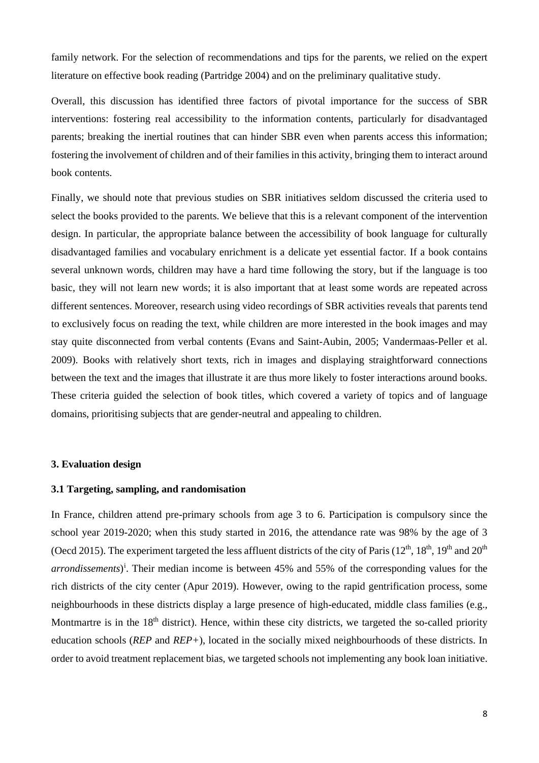family network. For the selection of recommendations and tips for the parents, we relied on the expert literature on effective book reading (Partridge 2004) and on the preliminary qualitative study.

Overall, this discussion has identified three factors of pivotal importance for the success of SBR interventions: fostering real accessibility to the information contents, particularly for disadvantaged parents; breaking the inertial routines that can hinder SBR even when parents access this information; fostering the involvement of children and of their families in this activity, bringing them to interact around book contents.

Finally, we should note that previous studies on SBR initiatives seldom discussed the criteria used to select the books provided to the parents. We believe that this is a relevant component of the intervention design. In particular, the appropriate balance between the accessibility of book language for culturally disadvantaged families and vocabulary enrichment is a delicate yet essential factor. If a book contains several unknown words, children may have a hard time following the story, but if the language is too basic, they will not learn new words; it is also important that at least some words are repeated across different sentences. Moreover, research using video recordings of SBR activities reveals that parents tend to exclusively focus on reading the text, while children are more interested in the book images and may stay quite disconnected from verbal contents (Evans and Saint-Aubin, 2005; Vandermaas-Peller et al. 2009). Books with relatively short texts, rich in images and displaying straightforward connections between the text and the images that illustrate it are thus more likely to foster interactions around books. These criteria guided the selection of book titles, which covered a variety of topics and of language domains, prioritising subjects that are gender-neutral and appealing to children.

### 3. Evaluation design

### 3.1 Targeting, sampling, and randomisation

In France, children attend pre-primary schools from age 3 to 6. Participation is compulsory since the school year 2019-2020; when this study started in 2016, the attendance rate was 98% by the age of 3 (Oecd 2015). The experiment targeted the less affluent districts of the city of Paris (12th, 18th, 19th and 20th *arrondissements*)[i]. Their median income is between 45% and 55% of the corresponding values for the rich districts of the city center (Apur 2019). However, owing to the rapid gentrification process, some neighbourhoods in these districts display a large presence of high-educated, middle class families (e.g., Montmartre is in the 18th district). Hence, within these city districts, we targeted the so-called priority education schools (*REP* and *REP+*), located in the socially mixed neighbourhoods of these districts. In order to avoid treatment replacement bias, we targeted schools not implementing any book loan initiative.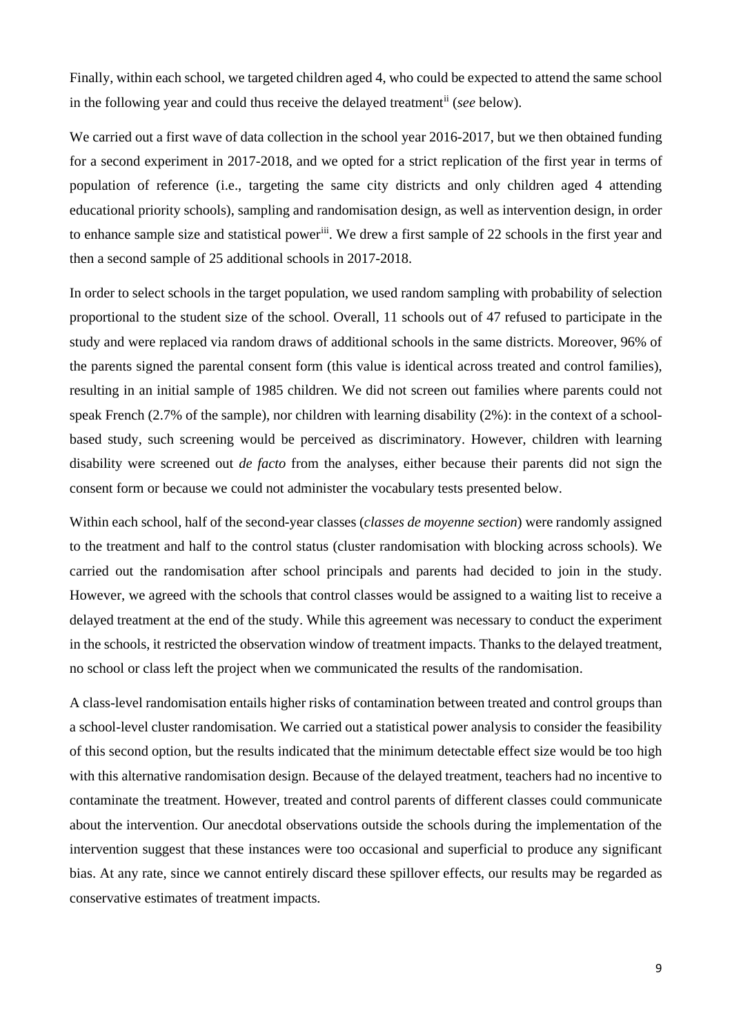Finally, within each school, we targeted children aged 4, who could be expected to attend the same school in the following year and could thus receive the delayed treatment[ii] (*see* below).

We carried out a first wave of data collection in the school year 2016-2017, but we then obtained funding for a second experiment in 2017-2018, and we opted for a strict replication of the first year in terms of population of reference (i.e., targeting the same city districts and only children aged 4 attending educational priority schools), sampling and randomisation design, as well as intervention design, in order to enhance sample size and statistical power[iii]. We drew a first sample of 22 schools in the first year and then a second sample of 25 additional schools in 2017-2018.

In order to select schools in the target population, we used random sampling with probability of selection proportional to the student size of the school. Overall, 11 schools out of 47 refused to participate in the study and were replaced via random draws of additional schools in the same districts. Moreover, 96% of the parents signed the parental consent form (this value is identical across treated and control families), resulting in an initial sample of 1985 children. We did not screen out families where parents could not speak French (2.7% of the sample), nor children with learning disability (2%): in the context of a school-based study, such screening would be perceived as discriminatory. However, children with learning disability were screened out *de facto* from the analyses, either because their parents did not sign the consent form or because we could not administer the vocabulary tests presented below.

Within each school, half of the second-year classes (*classes de moyenne section*) were randomly assigned to the treatment and half to the control status (cluster randomisation with blocking across schools). We carried out the randomisation after school principals and parents had decided to join in the study. However, we agreed with the schools that control classes would be assigned to a waiting list to receive a delayed treatment at the end of the study. While this agreement was necessary to conduct the experiment in the schools, it restricted the observation window of treatment impacts. Thanks to the delayed treatment, no school or class left the project when we communicated the results of the randomisation.

A class-level randomisation entails higher risks of contamination between treated and control groups than a school-level cluster randomisation. We carried out a statistical power analysis to consider the feasibility of this second option, but the results indicated that the minimum detectable effect size would be too high with this alternative randomisation design. Because of the delayed treatment, teachers had no incentive to contaminate the treatment. However, treated and control parents of different classes could communicate about the intervention. Our anecdotal observations outside the schools during the implementation of the intervention suggest that these instances were too occasional and superficial to produce any significant bias. At any rate, since we cannot entirely discard these spillover effects, our results may be regarded as conservative estimates of treatment impacts.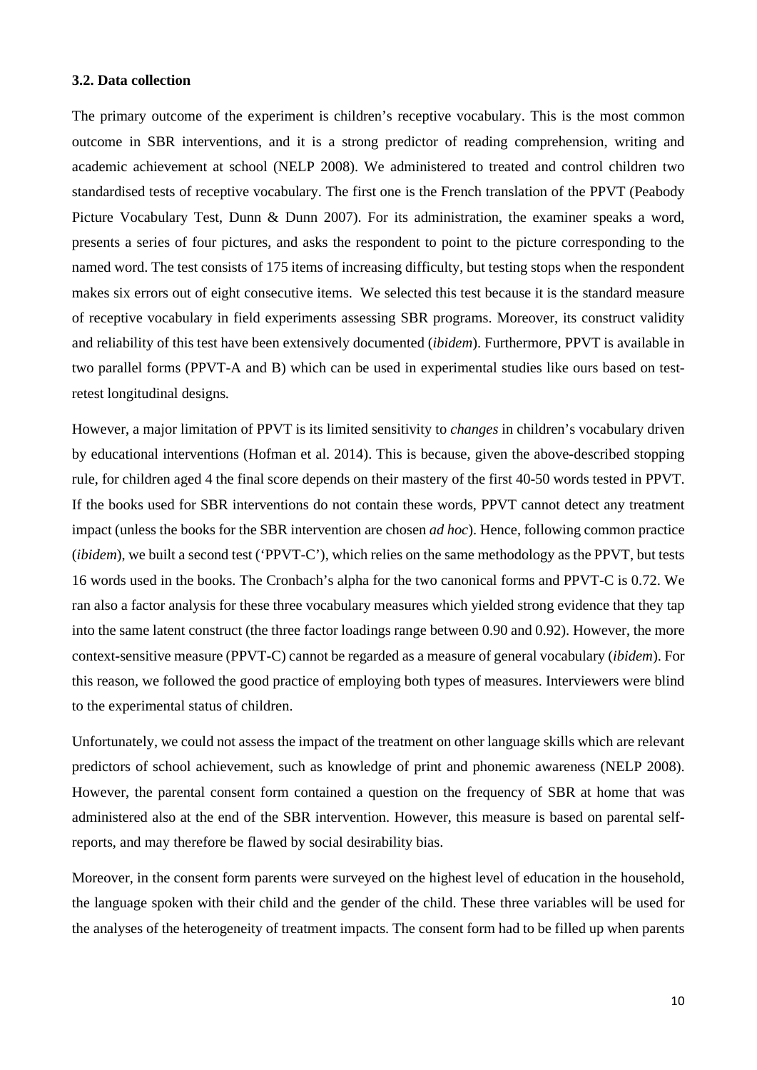### 3.2. Data collection

The primary outcome of the experiment is children's receptive vocabulary. This is the most common outcome in SBR interventions, and it is a strong predictor of reading comprehension, writing and academic achievement at school (NELP 2008). We administered to treated and control children two standardised tests of receptive vocabulary. The first one is the French translation of the PPVT (Peabody Picture Vocabulary Test, Dunn & Dunn 2007). For its administration, the examiner speaks a word, presents a series of four pictures, and asks the respondent to point to the picture corresponding to the named word. The test consists of 175 items of increasing difficulty, but testing stops when the respondent makes six errors out of eight consecutive items. We selected this test because it is the standard measure of receptive vocabulary in field experiments assessing SBR programs. Moreover, its construct validity and reliability of this test have been extensively documented (*ibidem*). Furthermore, PPVT is available in two parallel forms (PPVT-A and B) which can be used in experimental studies like ours based on test-retest longitudinal designs.

However, a major limitation of PPVT is its limited sensitivity to *changes* in children's vocabulary driven by educational interventions (Hofman et al. 2014). This is because, given the above-described stopping rule, for children aged 4 the final score depends on their mastery of the first 40-50 words tested in PPVT. If the books used for SBR interventions do not contain these words, PPVT cannot detect any treatment impact (unless the books for the SBR intervention are chosen *ad hoc*). Hence, following common practice (*ibidem*), we built a second test ('PPVT-C'), which relies on the same methodology as the PPVT, but tests 16 words used in the books. The Cronbach's alpha for the two canonical forms and PPVT-C is 0.72. We ran also a factor analysis for these three vocabulary measures which yielded strong evidence that they tap into the same latent construct (the three factor loadings range between 0.90 and 0.92). However, the more context-sensitive measure (PPVT-C) cannot be regarded as a measure of general vocabulary (*ibidem*). For this reason, we followed the good practice of employing both types of measures. Interviewers were blind to the experimental status of children.

Unfortunately, we could not assess the impact of the treatment on other language skills which are relevant predictors of school achievement, such as knowledge of print and phonemic awareness (NELP 2008). However, the parental consent form contained a question on the frequency of SBR at home that was administered also at the end of the SBR intervention. However, this measure is based on parental self-reports, and may therefore be flawed by social desirability bias.

Moreover, in the consent form parents were surveyed on the highest level of education in the household, the language spoken with their child and the gender of the child. These three variables will be used for the analyses of the heterogeneity of treatment impacts. The consent form had to be filled up when parents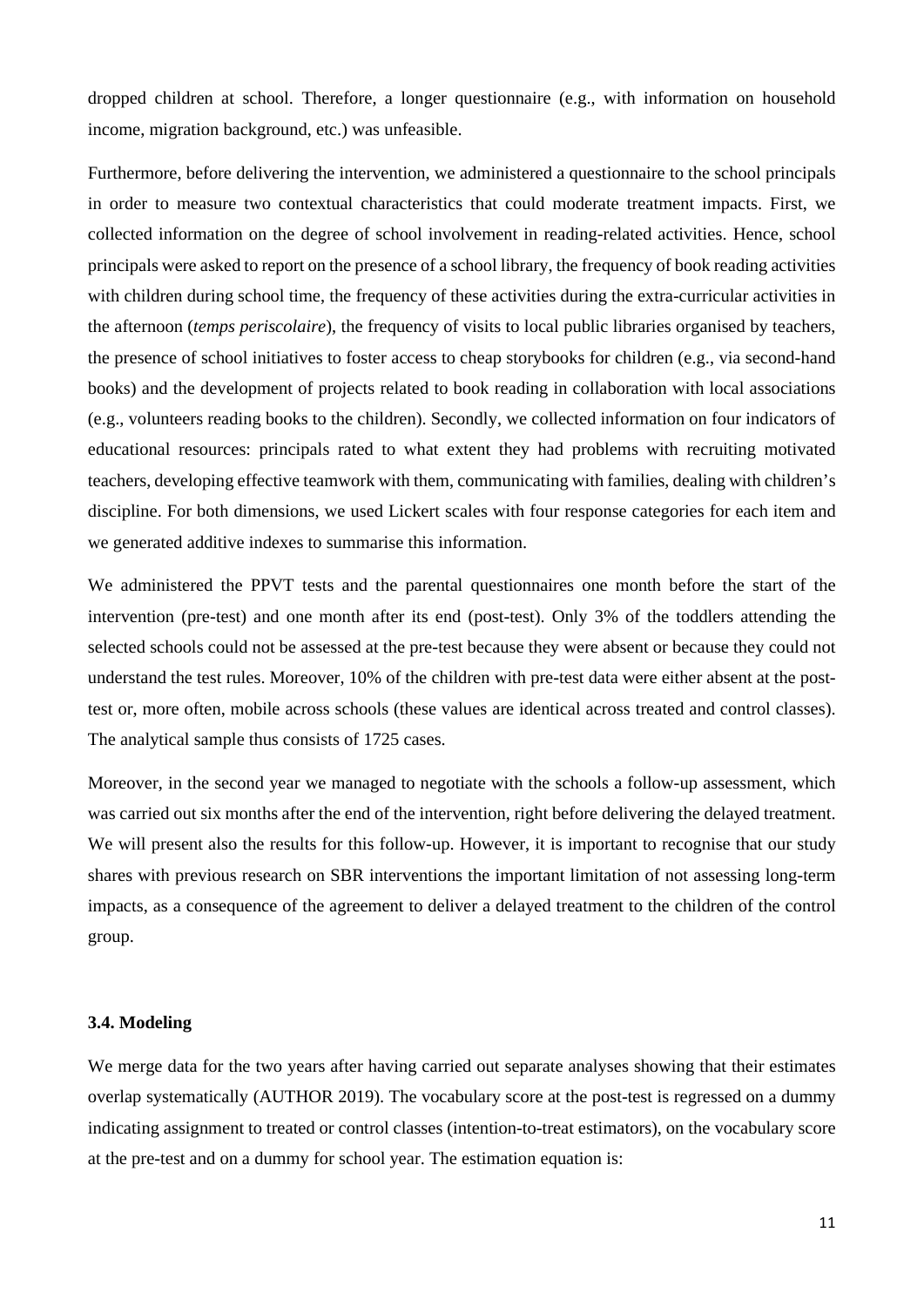dropped children at school. Therefore, a longer questionnaire (e.g., with information on household income, migration background, etc.) was unfeasible.

Furthermore, before delivering the intervention, we administered a questionnaire to the school principals in order to measure two contextual characteristics that could moderate treatment impacts. First, we collected information on the degree of school involvement in reading-related activities. Hence, school principals were asked to report on the presence of a school library, the frequency of book reading activities with children during school time, the frequency of these activities during the extra-curricular activities in the afternoon (*temps periscolaire*), the frequency of visits to local public libraries organised by teachers, the presence of school initiatives to foster access to cheap storybooks for children (e.g., via second-hand books) and the development of projects related to book reading in collaboration with local associations (e.g., volunteers reading books to the children). Secondly, we collected information on four indicators of educational resources: principals rated to what extent they had problems with recruiting motivated teachers, developing effective teamwork with them, communicating with families, dealing with children's discipline. For both dimensions, we used Lickert scales with four response categories for each item and we generated additive indexes to summarise this information.

We administered the PPVT tests and the parental questionnaires one month before the start of the intervention (pre-test) and one month after its end (post-test). Only 3% of the toddlers attending the selected schools could not be assessed at the pre-test because they were absent or because they could not understand the test rules. Moreover, 10% of the children with pre-test data were either absent at the post-test or, more often, mobile across schools (these values are identical across treated and control classes). The analytical sample thus consists of 1725 cases.

Moreover, in the second year we managed to negotiate with the schools a follow-up assessment, which was carried out six months after the end of the intervention, right before delivering the delayed treatment. We will present also the results for this follow-up. However, it is important to recognise that our study shares with previous research on SBR interventions the important limitation of not assessing long-term impacts, as a consequence of the agreement to deliver a delayed treatment to the children of the control group.

### 3.4. Modeling

We merge data for the two years after having carried out separate analyses showing that their estimates overlap systematically (AUTHOR 2019). The vocabulary score at the post-test is regressed on a dummy indicating assignment to treated or control classes (intention-to-treat estimators), on the vocabulary score at the pre-test and on a dummy for school year. The estimation equation is: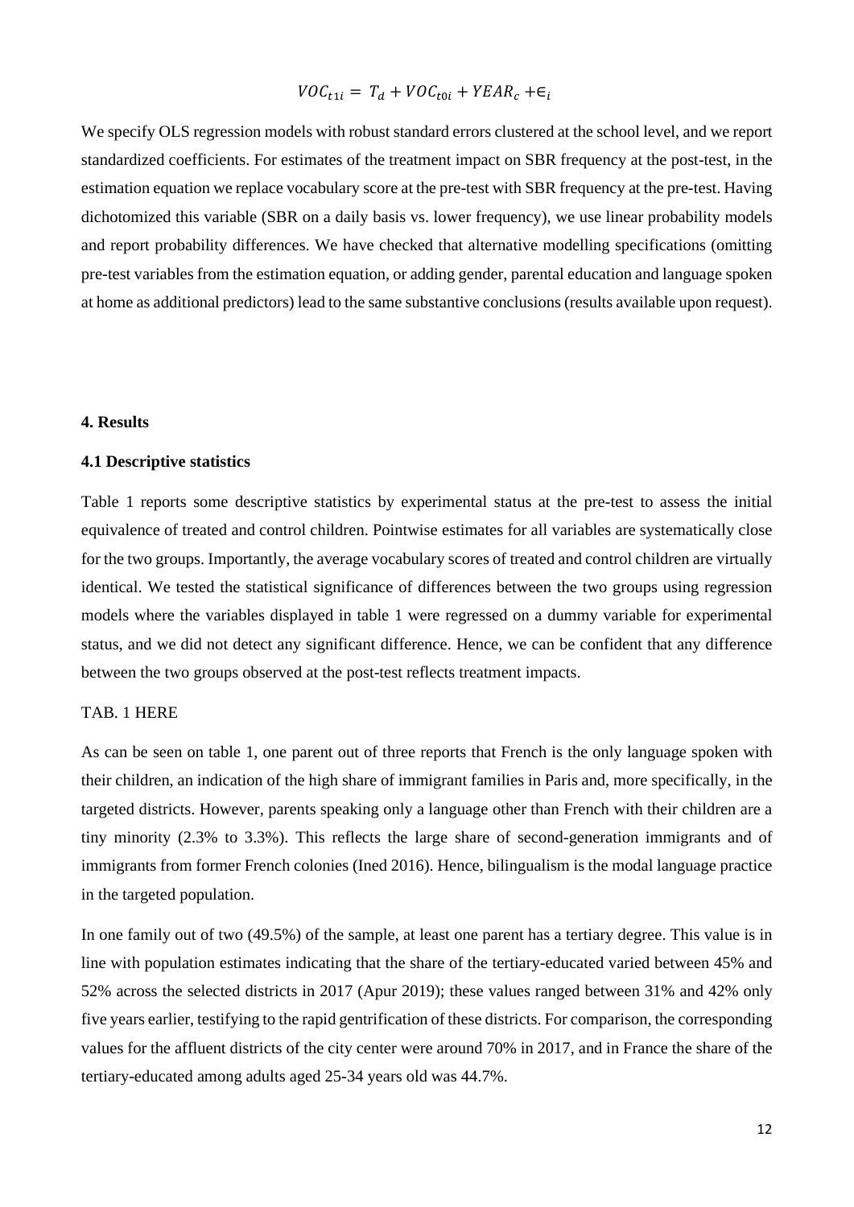$$VOC_{t1i} = T_d + VOC_{t0i} + YEAR_c + \in_i$$

We specify OLS regression models with robust standard errors clustered at the school level, and we report standardized coefficients. For estimates of the treatment impact on SBR frequency at the post-test, in the estimation equation we replace vocabulary score at the pre-test with SBR frequency at the pre-test. Having dichotomized this variable (SBR on a daily basis vs. lower frequency), we use linear probability models and report probability differences. We have checked that alternative modelling specifications (omitting pre-test variables from the estimation equation, or adding gender, parental education and language spoken at home as additional predictors) lead to the same substantive conclusions (results available upon request).

#### 4. Results

#### 4.1 Descriptive statistics

Table 1 reports some descriptive statistics by experimental status at the pre-test to assess the initial equivalence of treated and control children. Pointwise estimates for all variables are systematically close for the two groups. Importantly, the average vocabulary scores of treated and control children are virtually identical. We tested the statistical significance of differences between the two groups using regression models where the variables displayed in table 1 were regressed on a dummy variable for experimental status, and we did not detect any significant difference. Hence, we can be confident that any difference between the two groups observed at the post-test reflects treatment impacts.

TAB. 1 HERE

As can be seen on table 1, one parent out of three reports that French is the only language spoken with their children, an indication of the high share of immigrant families in Paris and, more specifically, in the targeted districts. However, parents speaking only a language other than French with their children are a tiny minority (2.3% to 3.3%). This reflects the large share of second-generation immigrants and of immigrants from former French colonies (Ined 2016). Hence, bilingualism is the modal language practice in the targeted population.

In one family out of two (49.5%) of the sample, at least one parent has a tertiary degree. This value is in line with population estimates indicating that the share of the tertiary-educated varied between 45% and 52% across the selected districts in 2017 (Apur 2019); these values ranged between 31% and 42% only five years earlier, testifying to the rapid gentrification of these districts. For comparison, the corresponding values for the affluent districts of the city center were around 70% in 2017, and in France the share of the tertiary-educated among adults aged 25-34 years old was 44.7%.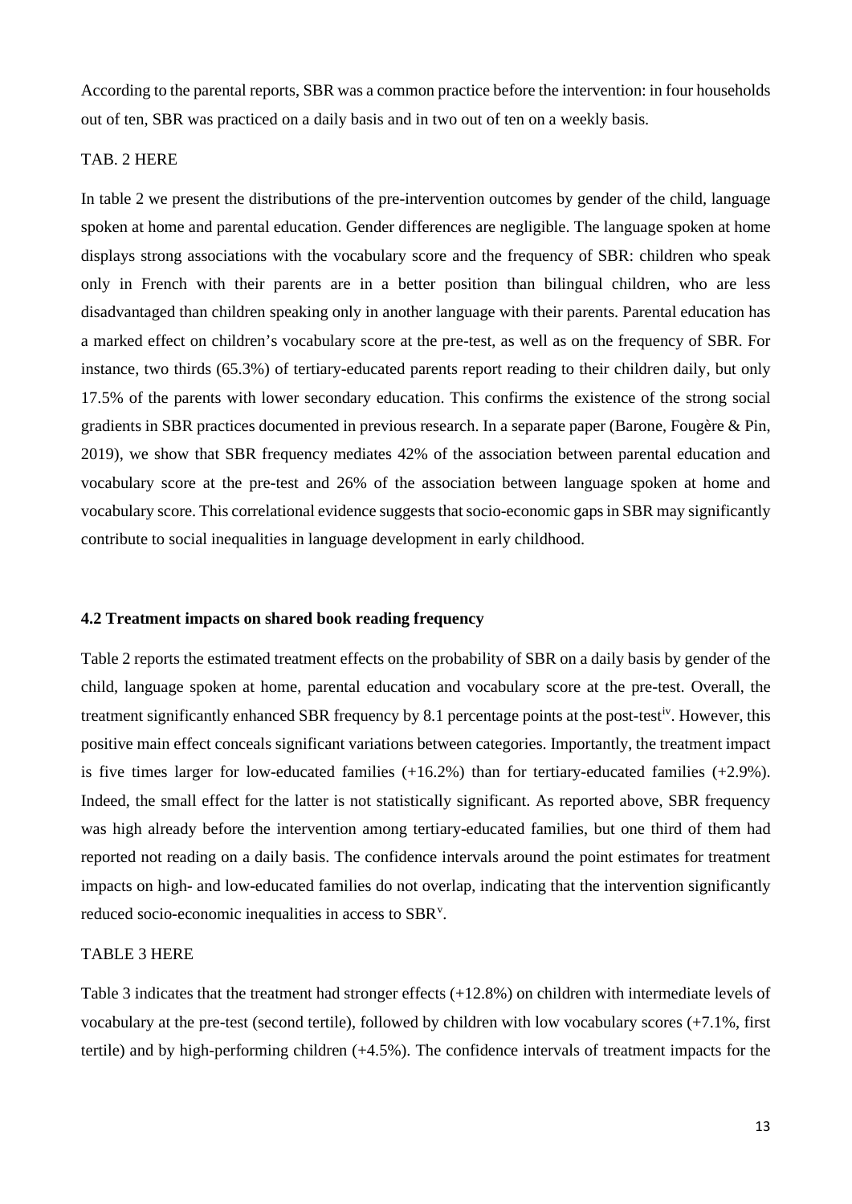According to the parental reports, SBR was a common practice before the intervention: in four households out of ten, SBR was practiced on a daily basis and in two out of ten on a weekly basis.

TAB. 2 HERE

In table 2 we present the distributions of the pre-intervention outcomes by gender of the child, language spoken at home and parental education. Gender differences are negligible. The language spoken at home displays strong associations with the vocabulary score and the frequency of SBR: children who speak only in French with their parents are in a better position than bilingual children, who are less disadvantaged than children speaking only in another language with their parents. Parental education has a marked effect on children's vocabulary score at the pre-test, as well as on the frequency of SBR. For instance, two thirds (65.3%) of tertiary-educated parents report reading to their children daily, but only 17.5% of the parents with lower secondary education. This confirms the existence of the strong social gradients in SBR practices documented in previous research. In a separate paper (Barone, Fougère & Pin, 2019), we show that SBR frequency mediates 42% of the association between parental education and vocabulary score at the pre-test and 26% of the association between language spoken at home and vocabulary score. This correlational evidence suggests that socio-economic gaps in SBR may significantly contribute to social inequalities in language development in early childhood.

### 4.2 Treatment impacts on shared book reading frequency

Table 2 reports the estimated treatment effects on the probability of SBR on a daily basis by gender of the child, language spoken at home, parental education and vocabulary score at the pre-test. Overall, the treatment significantly enhanced SBR frequency by 8.1 percentage points at the post-test[iv]. However, this positive main effect conceals significant variations between categories. Importantly, the treatment impact is five times larger for low-educated families (+16.2%) than for tertiary-educated families (+2.9%). Indeed, the small effect for the latter is not statistically significant. As reported above, SBR frequency was high already before the intervention among tertiary-educated families, but one third of them had reported not reading on a daily basis. The confidence intervals around the point estimates for treatment impacts on high- and low-educated families do not overlap, indicating that the intervention significantly reduced socio-economic inequalities in access to SBR[v].

TABLE 3 HERE

Table 3 indicates that the treatment had stronger effects (+12.8%) on children with intermediate levels of vocabulary at the pre-test (second tertile), followed by children with low vocabulary scores (+7.1%, first tertile) and by high-performing children (+4.5%). The confidence intervals of treatment impacts for the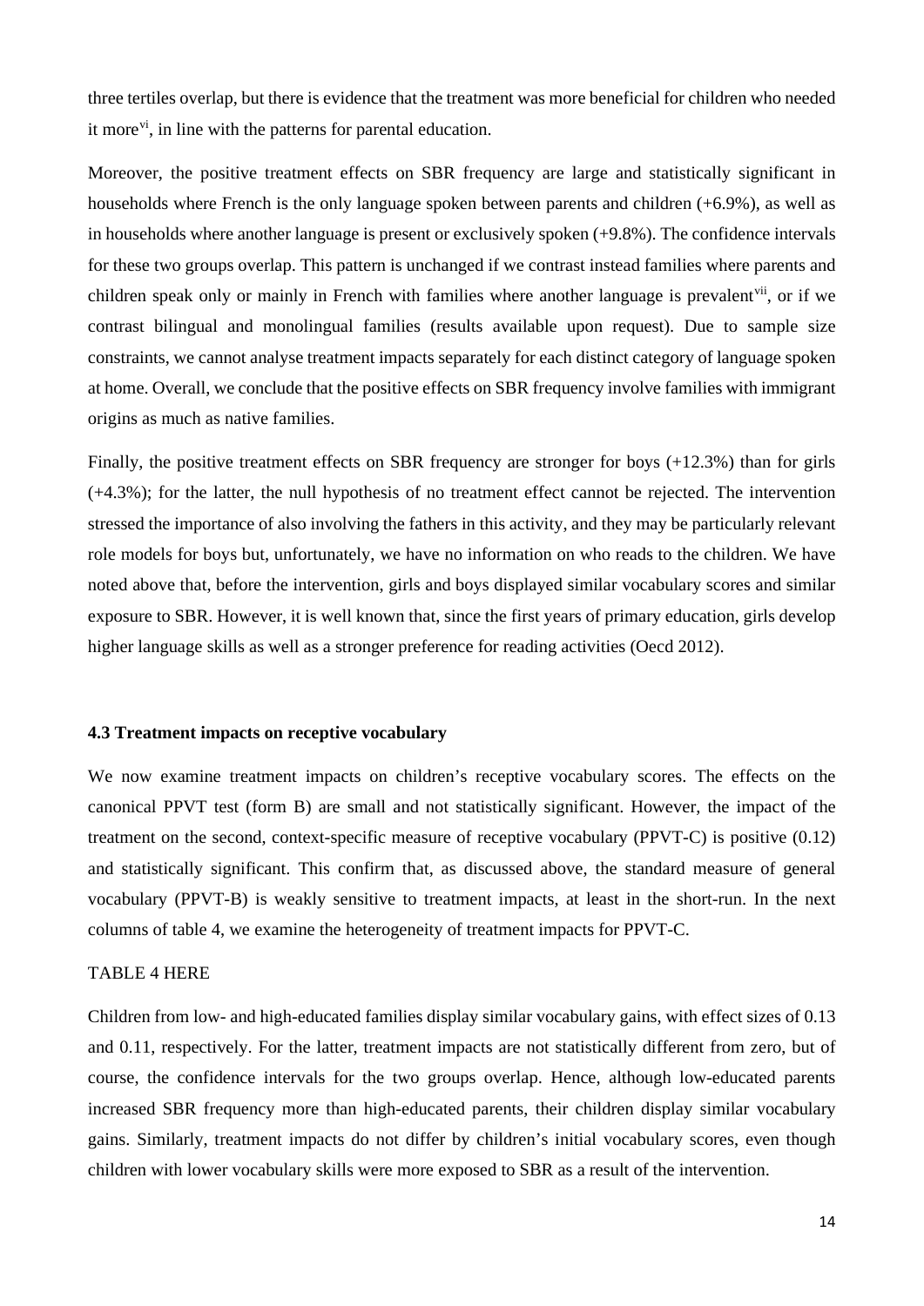three tertiles overlap, but there is evidence that the treatment was more beneficial for children who needed it more[vi], in line with the patterns for parental education.

Moreover, the positive treatment effects on SBR frequency are large and statistically significant in households where French is the only language spoken between parents and children (+6.9%), as well as in households where another language is present or exclusively spoken (+9.8%). The confidence intervals for these two groups overlap. This pattern is unchanged if we contrast instead families where parents and children speak only or mainly in French with families where another language is prevalent[vii], or if we contrast bilingual and monolingual families (results available upon request). Due to sample size constraints, we cannot analyse treatment impacts separately for each distinct category of language spoken at home. Overall, we conclude that the positive effects on SBR frequency involve families with immigrant origins as much as native families.

Finally, the positive treatment effects on SBR frequency are stronger for boys (+12.3%) than for girls (+4.3%); for the latter, the null hypothesis of no treatment effect cannot be rejected. The intervention stressed the importance of also involving the fathers in this activity, and they may be particularly relevant role models for boys but, unfortunately, we have no information on who reads to the children. We have noted above that, before the intervention, girls and boys displayed similar vocabulary scores and similar exposure to SBR. However, it is well known that, since the first years of primary education, girls develop higher language skills as well as a stronger preference for reading activities (Oecd 2012).

### 4.3 Treatment impacts on receptive vocabulary

We now examine treatment impacts on children's receptive vocabulary scores. The effects on the canonical PPVT test (form B) are small and not statistically significant. However, the impact of the treatment on the second, context-specific measure of receptive vocabulary (PPVT-C) is positive (0.12) and statistically significant. This confirm that, as discussed above, the standard measure of general vocabulary (PPVT-B) is weakly sensitive to treatment impacts, at least in the short-run. In the next columns of table 4, we examine the heterogeneity of treatment impacts for PPVT-C.

TABLE 4 HERE

Children from low- and high-educated families display similar vocabulary gains, with effect sizes of 0.13 and 0.11, respectively. For the latter, treatment impacts are not statistically different from zero, but of course, the confidence intervals for the two groups overlap. Hence, although low-educated parents increased SBR frequency more than high-educated parents, their children display similar vocabulary gains. Similarly, treatment impacts do not differ by children's initial vocabulary scores, even though children with lower vocabulary skills were more exposed to SBR as a result of the intervention.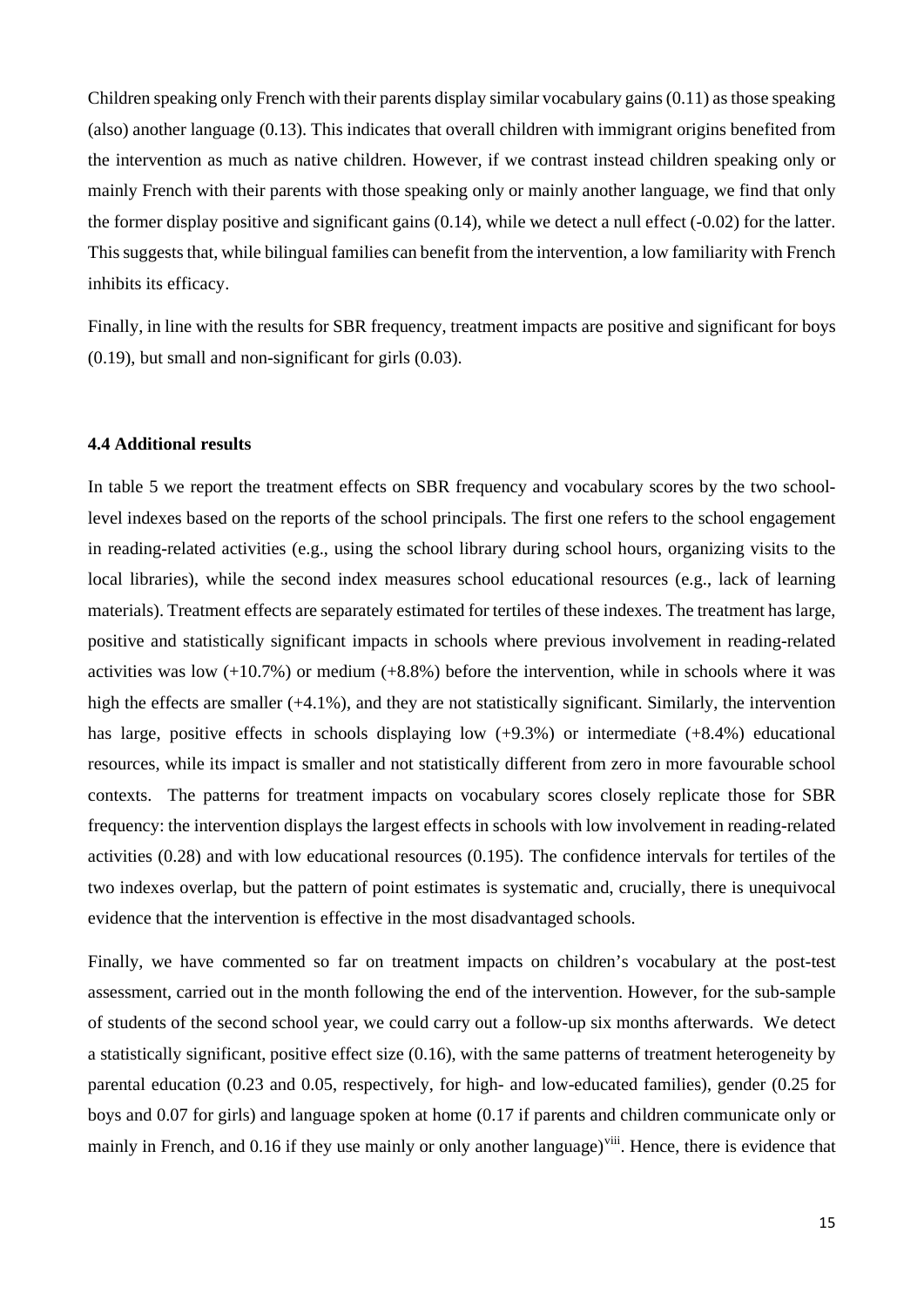Children speaking only French with their parents display similar vocabulary gains (0.11) as those speaking (also) another language (0.13). This indicates that overall children with immigrant origins benefited from the intervention as much as native children. However, if we contrast instead children speaking only or mainly French with their parents with those speaking only or mainly another language, we find that only the former display positive and significant gains (0.14), while we detect a null effect (-0.02) for the latter. This suggests that, while bilingual families can benefit from the intervention, a low familiarity with French inhibits its efficacy.

Finally, in line with the results for SBR frequency, treatment impacts are positive and significant for boys (0.19), but small and non-significant for girls (0.03).

### 4.4 Additional results

In table 5 we report the treatment effects on SBR frequency and vocabulary scores by the two school-level indexes based on the reports of the school principals. The first one refers to the school engagement in reading-related activities (e.g., using the school library during school hours, organizing visits to the local libraries), while the second index measures school educational resources (e.g., lack of learning materials). Treatment effects are separately estimated for tertiles of these indexes. The treatment has large, positive and statistically significant impacts in schools where previous involvement in reading-related activities was low (+10.7%) or medium (+8.8%) before the intervention, while in schools where it was high the effects are smaller (+4.1%), and they are not statistically significant. Similarly, the intervention has large, positive effects in schools displaying low (+9.3%) or intermediate (+8.4%) educational resources, while its impact is smaller and not statistically different from zero in more favourable school contexts. The patterns for treatment impacts on vocabulary scores closely replicate those for SBR frequency: the intervention displays the largest effects in schools with low involvement in reading-related activities (0.28) and with low educational resources (0.195). The confidence intervals for tertiles of the two indexes overlap, but the pattern of point estimates is systematic and, crucially, there is unequivocal evidence that the intervention is effective in the most disadvantaged schools.

Finally, we have commented so far on treatment impacts on children's vocabulary at the post-test assessment, carried out in the month following the end of the intervention. However, for the sub-sample of students of the second school year, we could carry out a follow-up six months afterwards. We detect a statistically significant, positive effect size (0.16), with the same patterns of treatment heterogeneity by parental education (0.23 and 0.05, respectively, for high- and low-educated families), gender (0.25 for boys and 0.07 for girls) and language spoken at home (0.17 if parents and children communicate only or mainly in French, and 0.16 if they use mainly or only another language)[viii]. Hence, there is evidence that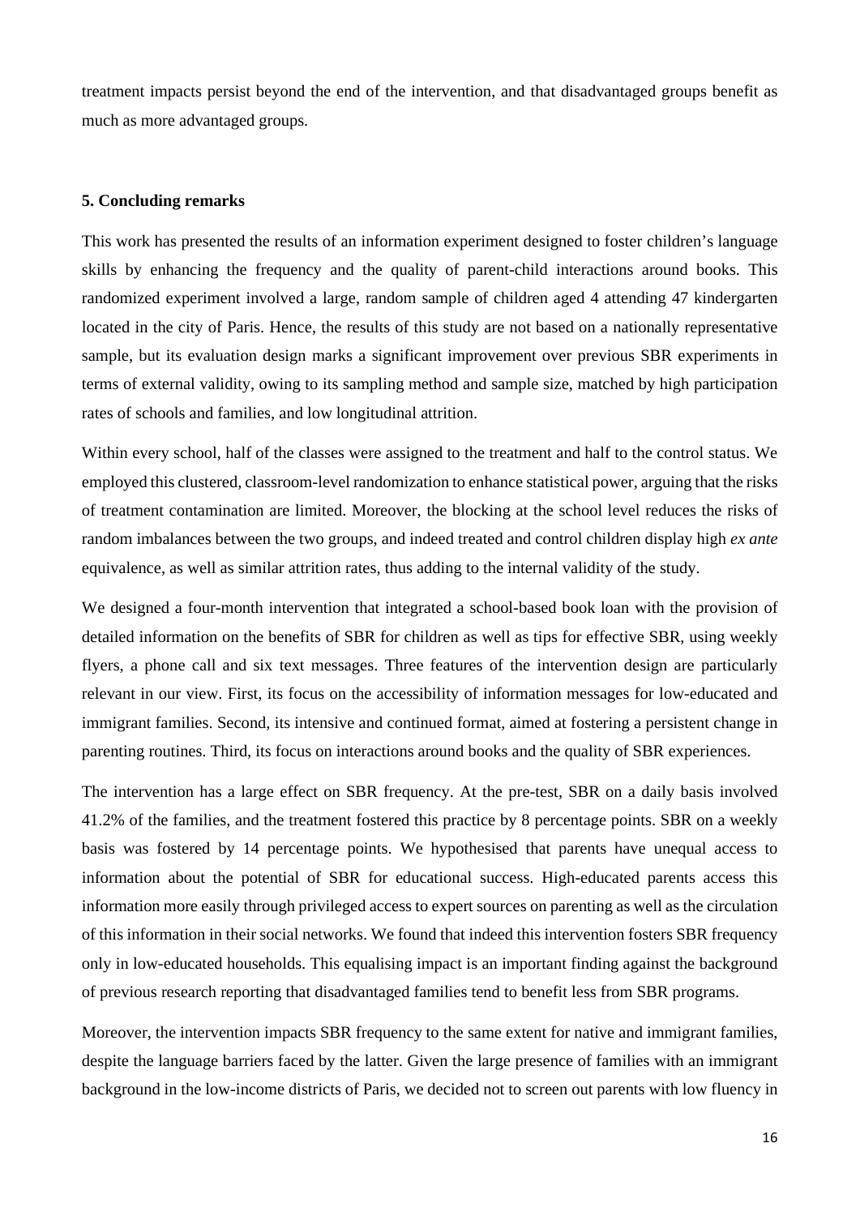treatment impacts persist beyond the end of the intervention, and that disadvantaged groups benefit as much as more advantaged groups.

## 5. Concluding remarks

This work has presented the results of an information experiment designed to foster children's language skills by enhancing the frequency and the quality of parent-child interactions around books. This randomized experiment involved a large, random sample of children aged 4 attending 47 kindergarten located in the city of Paris. Hence, the results of this study are not based on a nationally representative sample, but its evaluation design marks a significant improvement over previous SBR experiments in terms of external validity, owing to its sampling method and sample size, matched by high participation rates of schools and families, and low longitudinal attrition.

Within every school, half of the classes were assigned to the treatment and half to the control status. We employed this clustered, classroom-level randomization to enhance statistical power, arguing that the risks of treatment contamination are limited. Moreover, the blocking at the school level reduces the risks of random imbalances between the two groups, and indeed treated and control children display high *ex ante* equivalence, as well as similar attrition rates, thus adding to the internal validity of the study.

We designed a four-month intervention that integrated a school-based book loan with the provision of detailed information on the benefits of SBR for children as well as tips for effective SBR, using weekly flyers, a phone call and six text messages. Three features of the intervention design are particularly relevant in our view. First, its focus on the accessibility of information messages for low-educated and immigrant families. Second, its intensive and continued format, aimed at fostering a persistent change in parenting routines. Third, its focus on interactions around books and the quality of SBR experiences.

The intervention has a large effect on SBR frequency. At the pre-test, SBR on a daily basis involved 41.2% of the families, and the treatment fostered this practice by 8 percentage points. SBR on a weekly basis was fostered by 14 percentage points. We hypothesised that parents have unequal access to information about the potential of SBR for educational success. High-educated parents access this information more easily through privileged access to expert sources on parenting as well as the circulation of this information in their social networks. We found that indeed this intervention fosters SBR frequency only in low-educated households. This equalising impact is an important finding against the background of previous research reporting that disadvantaged families tend to benefit less from SBR programs.

Moreover, the intervention impacts SBR frequency to the same extent for native and immigrant families, despite the language barriers faced by the latter. Given the large presence of families with an immigrant background in the low-income districts of Paris, we decided not to screen out parents with low fluency in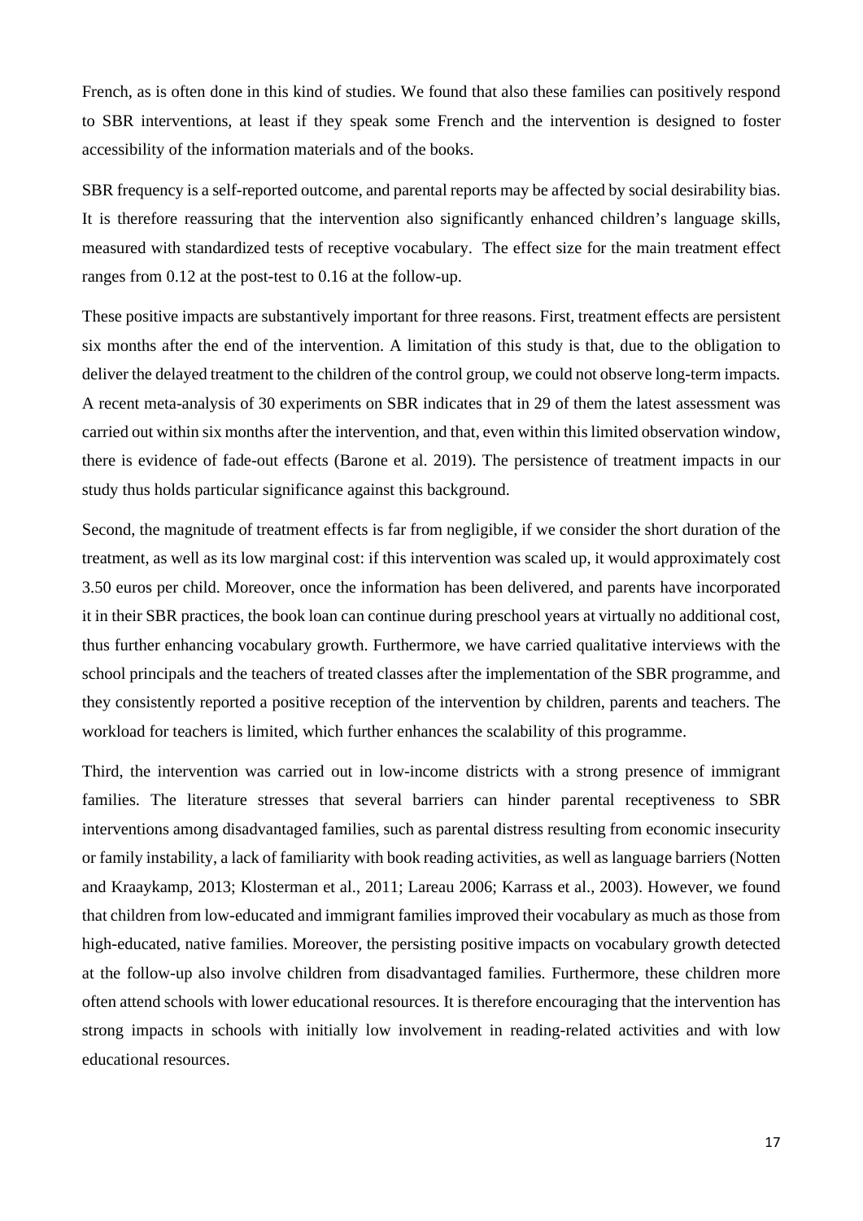French, as is often done in this kind of studies. We found that also these families can positively respond to SBR interventions, at least if they speak some French and the intervention is designed to foster accessibility of the information materials and of the books.

SBR frequency is a self-reported outcome, and parental reports may be affected by social desirability bias. It is therefore reassuring that the intervention also significantly enhanced children's language skills, measured with standardized tests of receptive vocabulary. The effect size for the main treatment effect ranges from 0.12 at the post-test to 0.16 at the follow-up.

These positive impacts are substantively important for three reasons. First, treatment effects are persistent six months after the end of the intervention. A limitation of this study is that, due to the obligation to deliver the delayed treatment to the children of the control group, we could not observe long-term impacts. A recent meta-analysis of 30 experiments on SBR indicates that in 29 of them the latest assessment was carried out within six months after the intervention, and that, even within this limited observation window, there is evidence of fade-out effects (Barone et al. 2019). The persistence of treatment impacts in our study thus holds particular significance against this background.

Second, the magnitude of treatment effects is far from negligible, if we consider the short duration of the treatment, as well as its low marginal cost: if this intervention was scaled up, it would approximately cost 3.50 euros per child. Moreover, once the information has been delivered, and parents have incorporated it in their SBR practices, the book loan can continue during preschool years at virtually no additional cost, thus further enhancing vocabulary growth. Furthermore, we have carried qualitative interviews with the school principals and the teachers of treated classes after the implementation of the SBR programme, and they consistently reported a positive reception of the intervention by children, parents and teachers. The workload for teachers is limited, which further enhances the scalability of this programme.

Third, the intervention was carried out in low-income districts with a strong presence of immigrant families. The literature stresses that several barriers can hinder parental receptiveness to SBR interventions among disadvantaged families, such as parental distress resulting from economic insecurity or family instability, a lack of familiarity with book reading activities, as well as language barriers (Notten and Kraaykamp, 2013; Klosterman et al., 2011; Lareau 2006; Karrass et al., 2003). However, we found that children from low-educated and immigrant families improved their vocabulary as much as those from high-educated, native families. Moreover, the persisting positive impacts on vocabulary growth detected at the follow-up also involve children from disadvantaged families. Furthermore, these children more often attend schools with lower educational resources. It is therefore encouraging that the intervention has strong impacts in schools with initially low involvement in reading-related activities and with low educational resources.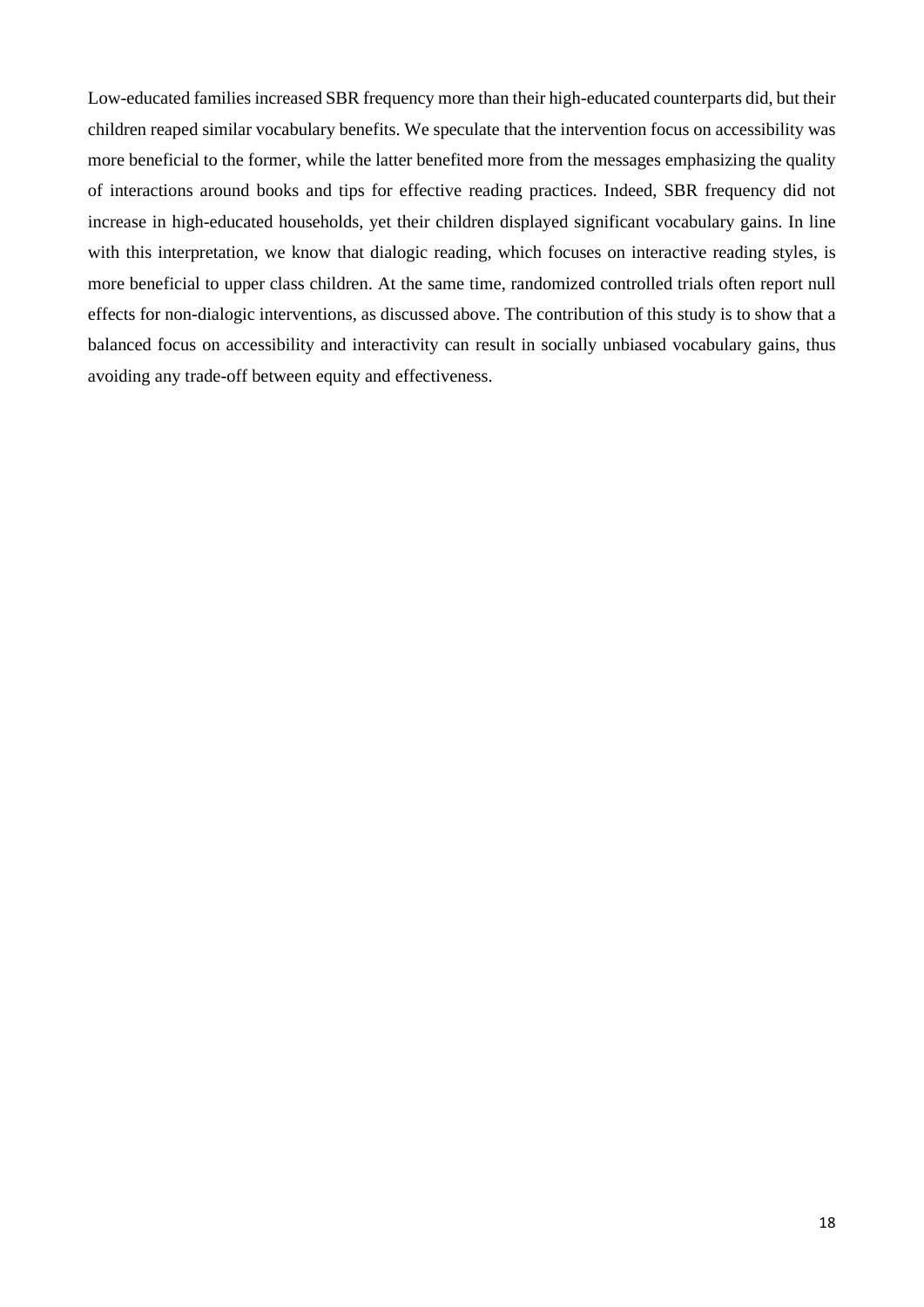Low-educated families increased SBR frequency more than their high-educated counterparts did, but their children reaped similar vocabulary benefits. We speculate that the intervention focus on accessibility was more beneficial to the former, while the latter benefited more from the messages emphasizing the quality of interactions around books and tips for effective reading practices. Indeed, SBR frequency did not increase in high-educated households, yet their children displayed significant vocabulary gains. In line with this interpretation, we know that dialogic reading, which focuses on interactive reading styles, is more beneficial to upper class children. At the same time, randomized controlled trials often report null effects for non-dialogic interventions, as discussed above. The contribution of this study is to show that a balanced focus on accessibility and interactivity can result in socially unbiased vocabulary gains, thus avoiding any trade-off between equity and effectiveness.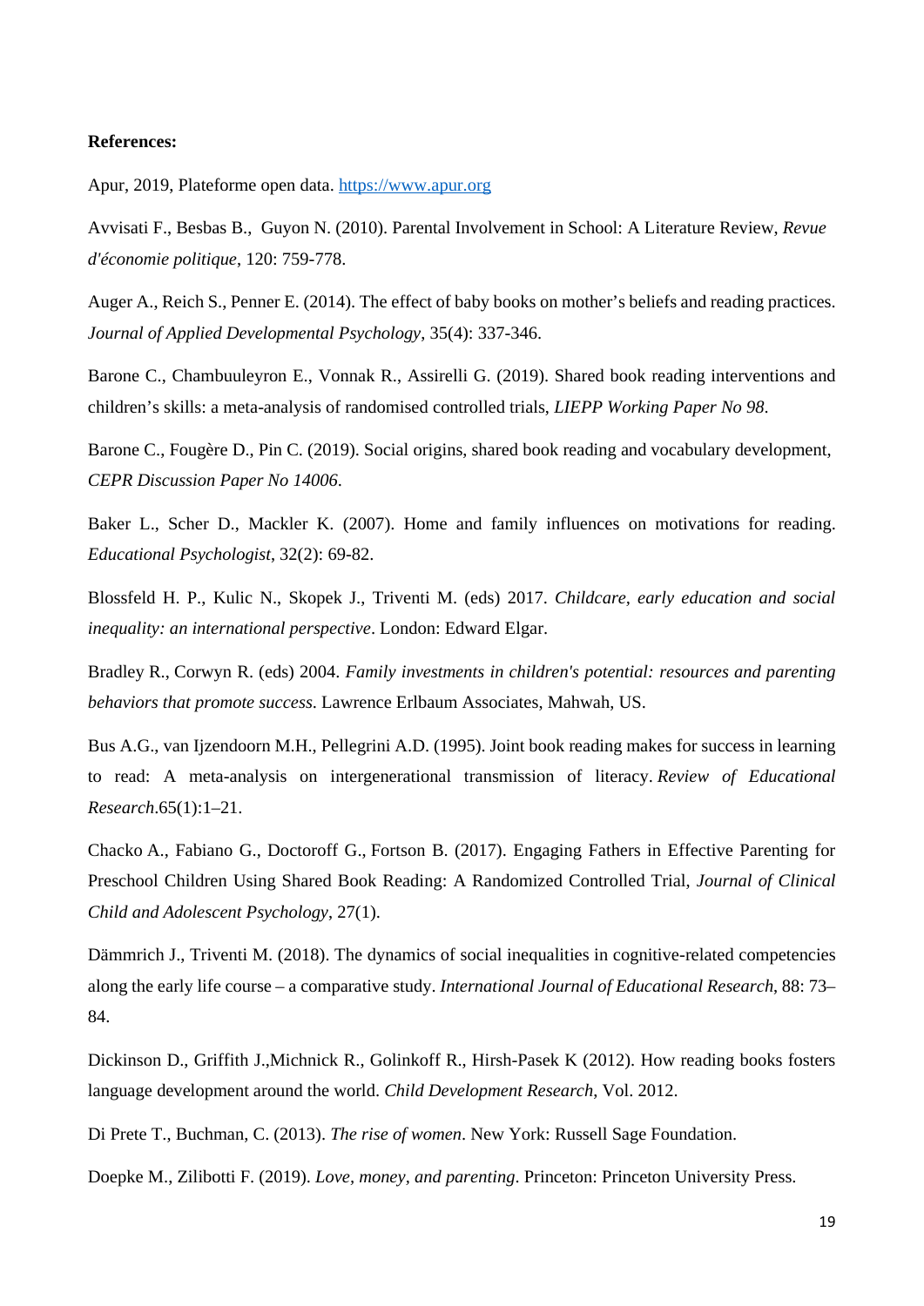**References:**

Apur, 2019, Plateforme open data. https://www.apur.org

Avvisati F., Besbas B., Guyon N. (2010). Parental Involvement in School: A Literature Review, *Revue d'économie politique*, 120: 759-778.

Auger A., Reich S., Penner E. (2014). The effect of baby books on mother's beliefs and reading practices. *Journal of Applied Developmental Psychology*, 35(4): 337-346.

Barone C., Chambuuleyron E., Vonnak R., Assirelli G. (2019). Shared book reading interventions and children's skills: a meta-analysis of randomised controlled trials, *LIEPP Working Paper No 98*.

Barone C., Fougère D., Pin C. (2019). Social origins, shared book reading and vocabulary development, *CEPR Discussion Paper No 14006*.

Baker L., Scher D., Mackler K. (2007). Home and family influences on motivations for reading. *Educational Psychologist*, 32(2): 69-82.

Blossfeld H. P., Kulic N., Skopek J., Triventi M. (eds) 2017. *Childcare, early education and social inequality: an international perspective*. London: Edward Elgar.

Bradley R., Corwyn R. (eds) 2004. *Family investments in children's potential: resources and parenting behaviors that promote success*. Lawrence Erlbaum Associates, Mahwah, US.

Bus A.G., van Ijzendoorn M.H., Pellegrini A.D. (1995). Joint book reading makes for success in learning to read: A meta-analysis on intergenerational transmission of literacy. *Review of Educational Research*.65(1):1–21.

Chacko A., Fabiano G., Doctoroff G., Fortson B. (2017). Engaging Fathers in Effective Parenting for Preschool Children Using Shared Book Reading: A Randomized Controlled Trial, *Journal of Clinical Child and Adolescent Psychology*, 27(1).

Dämmrich J., Triventi M. (2018). The dynamics of social inequalities in cognitive-related competencies along the early life course – a comparative study. *International Journal of Educational Research*, 88: 73–84.

Dickinson D., Griffith J.,Michnick R., Golinkoff R., Hirsh-Pasek K (2012). How reading books fosters language development around the world. *Child Development Research*, Vol. 2012.

Di Prete T., Buchman, C. (2013). *The rise of women*. New York: Russell Sage Foundation.

Doepke M., Zilibotti F. (2019). *Love, money, and parenting*. Princeton: Princeton University Press.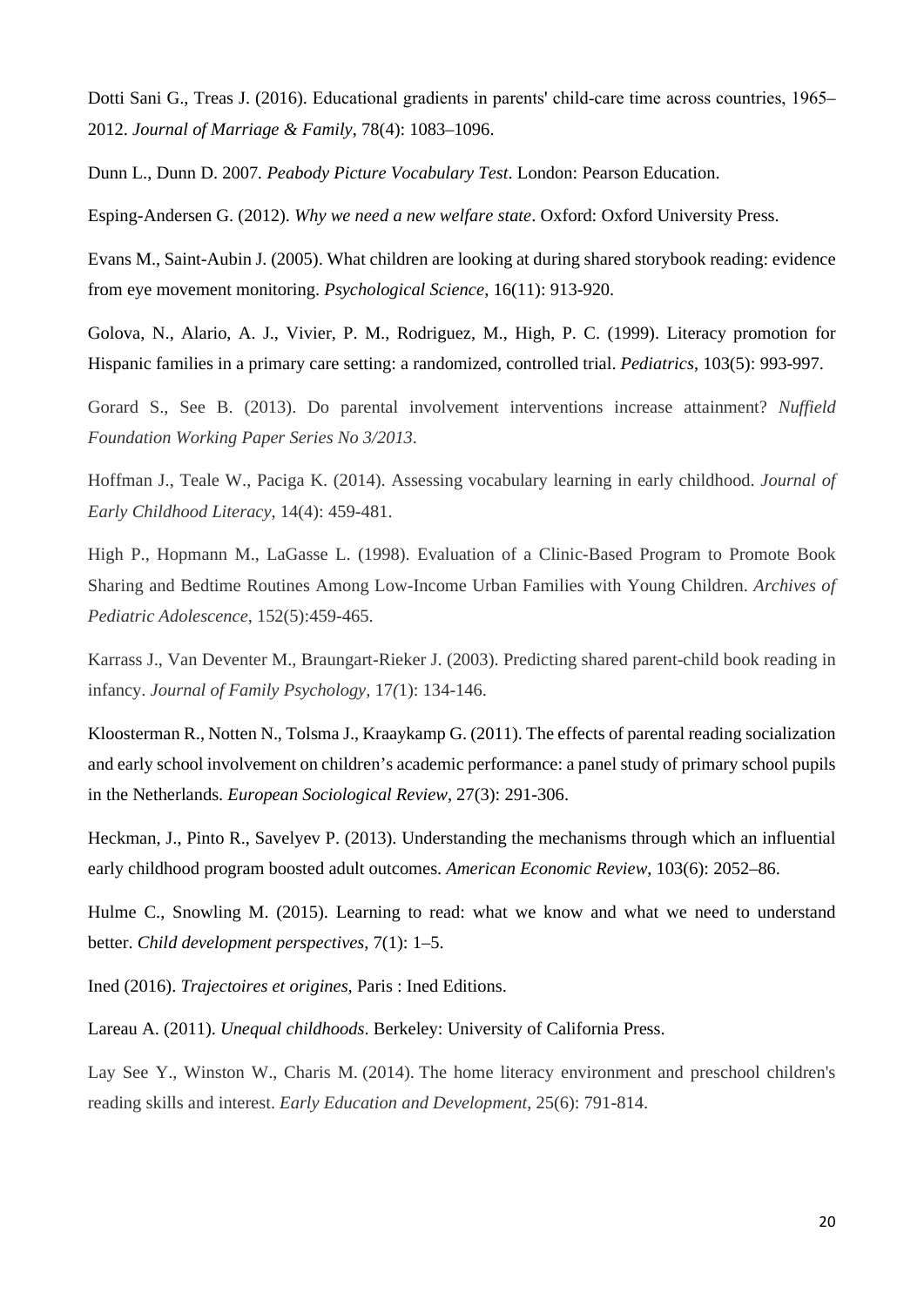Dotti Sani G., Treas J. (2016). Educational gradients in parents' child-care time across countries, 1965–2012. *Journal of Marriage & Family*, 78(4): 1083–1096.

Dunn L., Dunn D. 2007. *Peabody Picture Vocabulary Test*. London: Pearson Education.

Esping-Andersen G. (2012). *Why we need a new welfare state*. Oxford: Oxford University Press.

Evans M., Saint-Aubin J. (2005). What children are looking at during shared storybook reading: evidence from eye movement monitoring. *Psychological Science*, 16(11): 913-920.

Golova, N., Alario, A. J., Vivier, P. M., Rodriguez, M., High, P. C. (1999). Literacy promotion for Hispanic families in a primary care setting: a randomized, controlled trial. *Pediatrics*, 103(5): 993-997.

Gorard S., See B. (2013). Do parental involvement interventions increase attainment? *Nuffield Foundation Working Paper Series No 3/2013*.

Hoffman J., Teale W., Paciga K. (2014). Assessing vocabulary learning in early childhood. *Journal of Early Childhood Literacy*, 14(4): 459-481.

High P., Hopmann M., LaGasse L. (1998). Evaluation of a Clinic-Based Program to Promote Book Sharing and Bedtime Routines Among Low-Income Urban Families with Young Children. *Archives of Pediatric Adolescence*, 152(5):459-465.

Karrass J., Van Deventer M., Braungart-Rieker J. (2003). Predicting shared parent-child book reading in infancy. *Journal of Family Psychology*, 17*(*1): 134-146.

Kloosterman R., Notten N., Tolsma J., Kraaykamp G. (2011). The effects of parental reading socialization and early school involvement on children's academic performance: a panel study of primary school pupils in the Netherlands. *European Sociological Review*, 27(3): 291-306.

Heckman, J., Pinto R., Savelyev P. (2013). Understanding the mechanisms through which an influential early childhood program boosted adult outcomes. *American Economic Review*, 103(6): 2052–86.

Hulme C., Snowling M. (2015). Learning to read: what we know and what we need to understand better. *Child development perspectives*, 7(1): 1–5.

Ined (2016). *Trajectoires et origines*, Paris : Ined Editions.

Lareau A. (2011). *Unequal childhoods*. Berkeley: University of California Press.

Lay See Y., Winston W., Charis M. (2014). The home literacy environment and preschool children's reading skills and interest. *Early Education and Development*, 25(6): 791-814.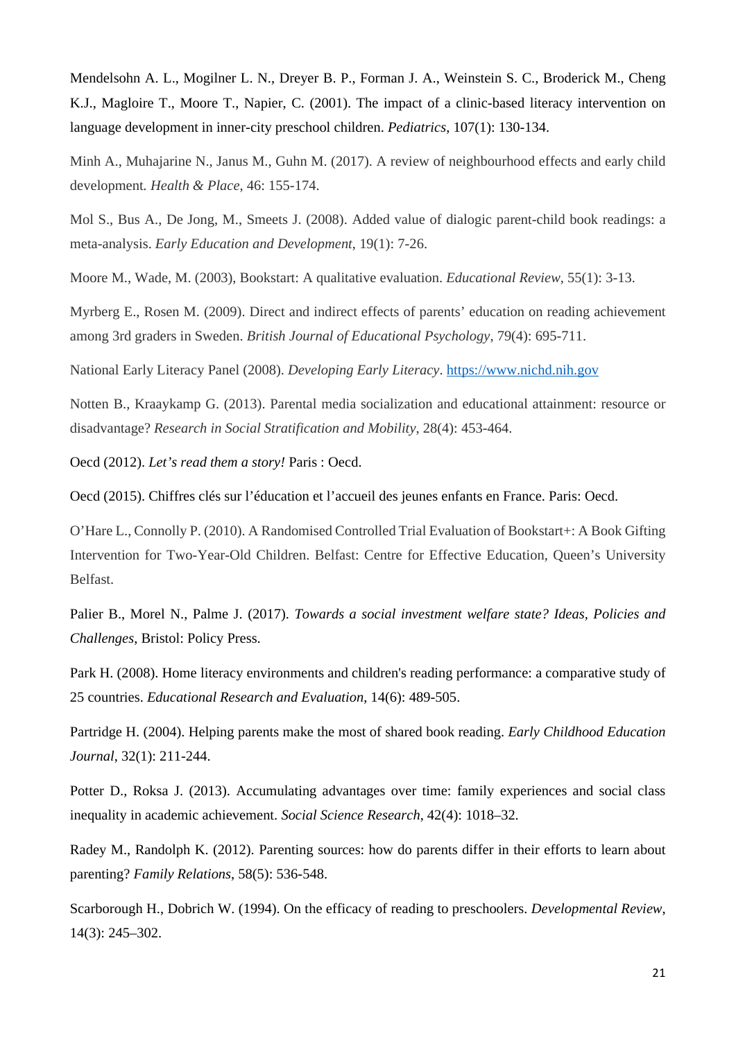Mendelsohn A. L., Mogilner L. N., Dreyer B. P., Forman J. A., Weinstein S. C., Broderick M., Cheng K.J., Magloire T., Moore T., Napier, C. (2001). The impact of a clinic-based literacy intervention on language development in inner-city preschool children. *Pediatrics*, 107(1): 130-134.

Minh A., Muhajarine N., Janus M., Guhn M. (2017). A review of neighbourhood effects and early child development. *Health & Place*, 46: 155-174.

Mol S., Bus A., De Jong, M., Smeets J. (2008). Added value of dialogic parent-child book readings: a meta-analysis. *Early Education and Development*, 19(1): 7-26.

Moore M., Wade, M. (2003), Bookstart: A qualitative evaluation. *Educational Review*, 55(1): 3-13.

Myrberg E., Rosen M. (2009). Direct and indirect effects of parents' education on reading achievement among 3rd graders in Sweden. *British Journal of Educational Psychology*, 79(4): 695-711.

National Early Literacy Panel (2008). *Developing Early Literacy*. https://www.nichd.nih.gov

Notten B., Kraaykamp G. (2013). Parental media socialization and educational attainment: resource or disadvantage? *Research in Social Stratification and Mobility*, 28(4): 453-464.

Oecd (2012). *Let's read them a story!* Paris : Oecd.

Oecd (2015). Chiffres clés sur l'éducation et l'accueil des jeunes enfants en France. Paris: Oecd.

O'Hare L., Connolly P. (2010). A Randomised Controlled Trial Evaluation of Bookstart+: A Book Gifting Intervention for Two-Year-Old Children. Belfast: Centre for Effective Education, Queen's University Belfast.

Palier B., Morel N., Palme J. (2017). *Towards a social investment welfare state? Ideas, Policies and Challenges*, Bristol: Policy Press.

Park H. (2008). Home literacy environments and children's reading performance: a comparative study of 25 countries. *Educational Research and Evaluation*, 14(6): 489-505.

Partridge H. (2004). Helping parents make the most of shared book reading. *Early Childhood Education Journal*, 32(1): 211-244.

Potter D., Roksa J. (2013). Accumulating advantages over time: family experiences and social class inequality in academic achievement. *Social Science Research*, 42(4): 1018–32.

Radey M., Randolph K. (2012). Parenting sources: how do parents differ in their efforts to learn about parenting? *Family Relations*, 58(5): 536-548.

Scarborough H., Dobrich W. (1994). On the efficacy of reading to preschoolers. *Developmental Review*, 14(3): 245–302.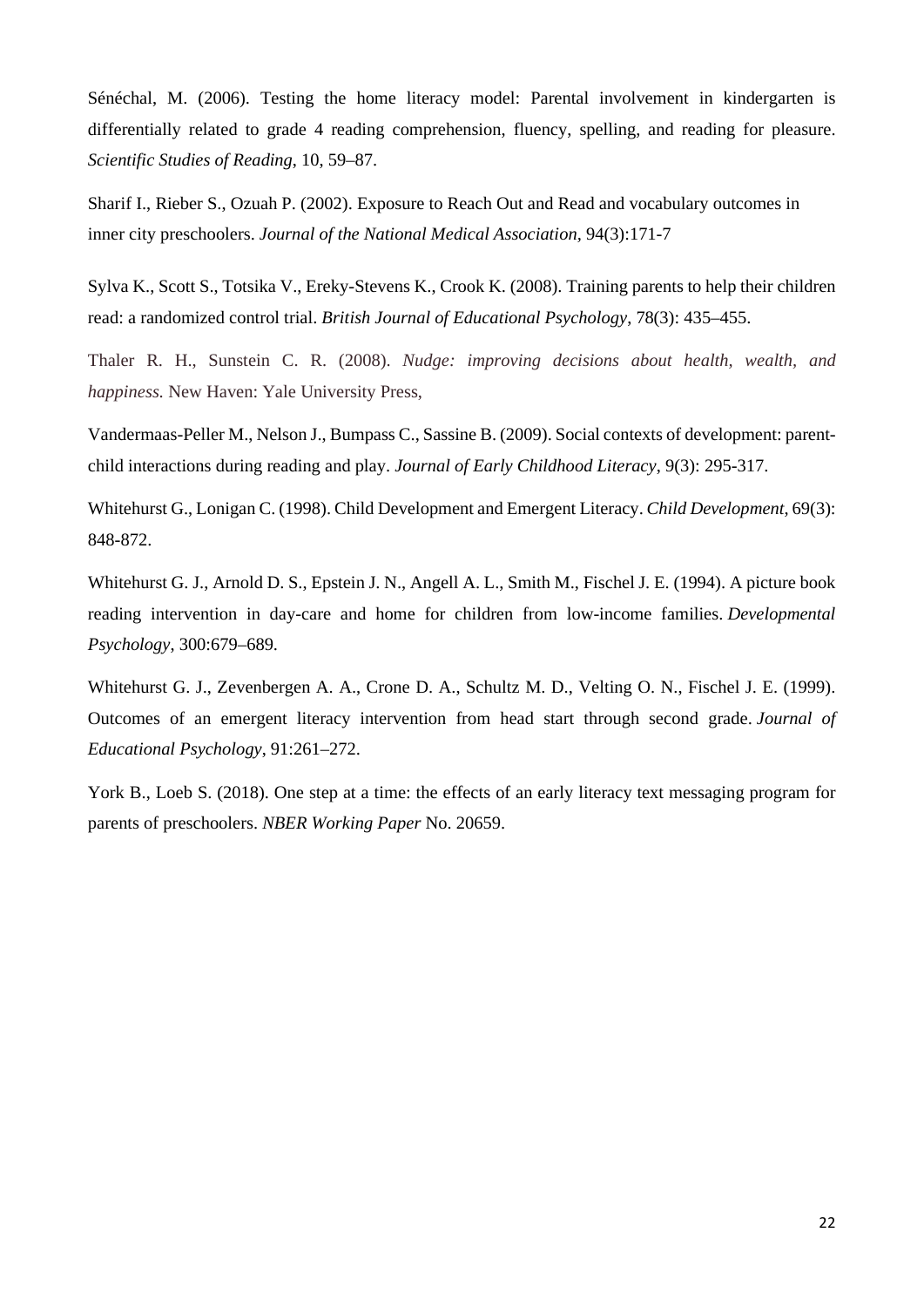Sénéchal, M. (2006). Testing the home literacy model: Parental involvement in kindergarten is differentially related to grade 4 reading comprehension, fluency, spelling, and reading for pleasure. *Scientific Studies of Reading*, 10, 59–87.

Sharif I., Rieber S., Ozuah P. (2002). Exposure to Reach Out and Read and vocabulary outcomes in inner city preschoolers. *Journal of the National Medical Association*, 94(3):171-7

Sylva K., Scott S., Totsika V., Ereky-Stevens K., Crook K. (2008). Training parents to help their children read: a randomized control trial. *British Journal of Educational Psychology*, 78(3): 435–455.

Thaler R. H., Sunstein C. R. (2008). *Nudge: improving decisions about health, wealth, and happiness.* New Haven: Yale University Press,

Vandermaas-Peller M., Nelson J., Bumpass C., Sassine B. (2009). Social contexts of development: parent-child interactions during reading and play. *Journal of Early Childhood Literacy*, 9(3): 295-317.

Whitehurst G., Lonigan C. (1998). Child Development and Emergent Literacy. *Child Development*, 69(3): 848-872.

Whitehurst G. J., Arnold D. S., Epstein J. N., Angell A. L., Smith M., Fischel J. E. (1994). A picture book reading intervention in day-care and home for children from low-income families. *Developmental Psychology*, 300:679–689.

Whitehurst G. J., Zevenbergen A. A., Crone D. A., Schultz M. D., Velting O. N., Fischel J. E. (1999). Outcomes of an emergent literacy intervention from head start through second grade. *Journal of Educational Psychology*, 91:261–272.

York B., Loeb S. (2018). One step at a time: the effects of an early literacy text messaging program for parents of preschoolers. *NBER Working Paper* No. 20659.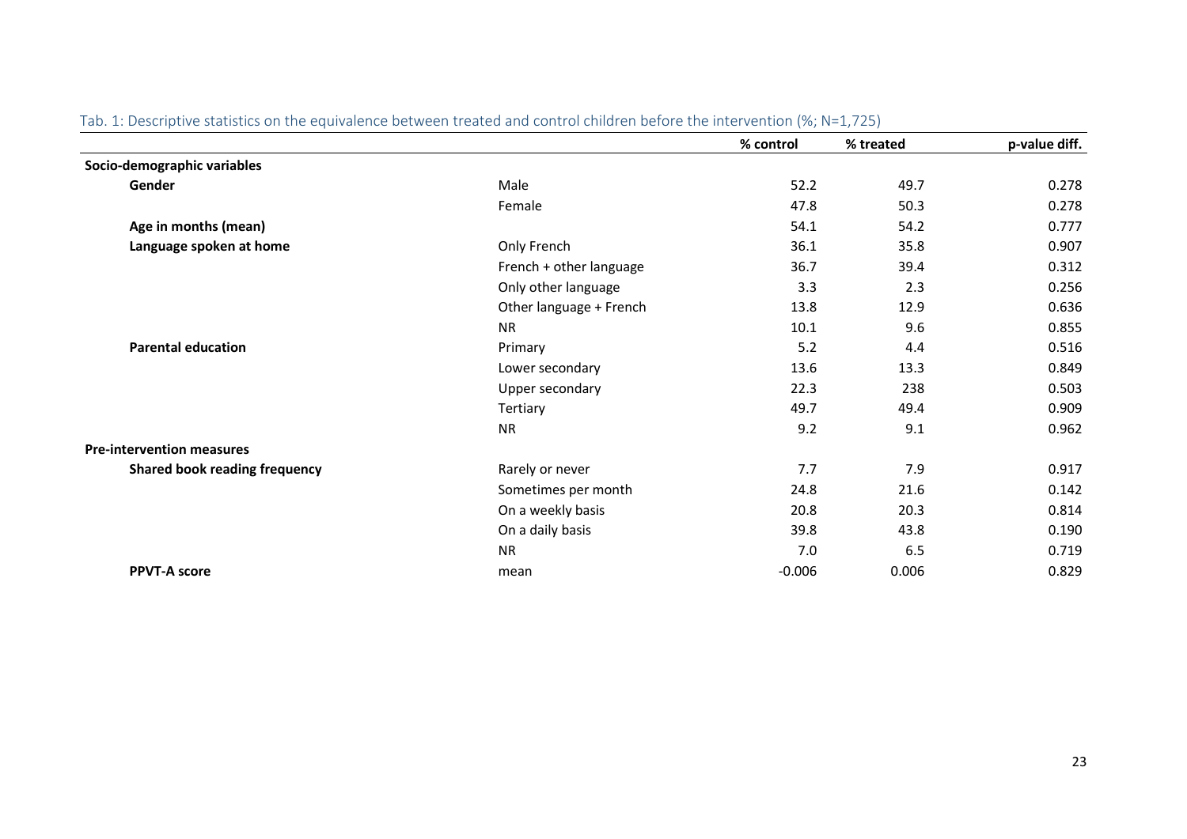Tab. 1: Descriptive statistics on the equivalence between treated and control children before the intervention (%; N=1,725)

| | | % control | % treated | p-value diff. |
|---|---|---|---|---|
| **Socio-demographic variables** | | | | |
| **Gender** | Male | 52.2 | 49.7 | 0.278 |
| | Female | 47.8 | 50.3 | 0.278 |
| **Age in months (mean)** | | 54.1 | 54.2 | 0.777 |
| **Language spoken at home** | Only French | 36.1 | 35.8 | 0.907 |
| | French + other language | 36.7 | 39.4 | 0.312 |
| | Only other language | 3.3 | 2.3 | 0.256 |
| | Other language + French | 13.8 | 12.9 | 0.636 |
| | NR | 10.1 | 9.6 | 0.855 |
| **Parental education** | Primary | 5.2 | 4.4 | 0.516 |
| | Lower secondary | 13.6 | 13.3 | 0.849 |
| | Upper secondary | 22.3 | 238 | 0.503 |
| | Tertiary | 49.7 | 49.4 | 0.909 |
| | NR | 9.2 | 9.1 | 0.962 |
| **Pre-intervention measures** | | | | |
| **Shared book reading frequency** | Rarely or never | 7.7 | 7.9 | 0.917 |
| | Sometimes per month | 24.8 | 21.6 | 0.142 |
| | On a weekly basis | 20.8 | 20.3 | 0.814 |
| | On a daily basis | 39.8 | 43.8 | 0.190 |
| | NR | 7.0 | 6.5 | 0.719 |
| **PPVT-A score** | mean | -0.006 | 0.006 | 0.829 |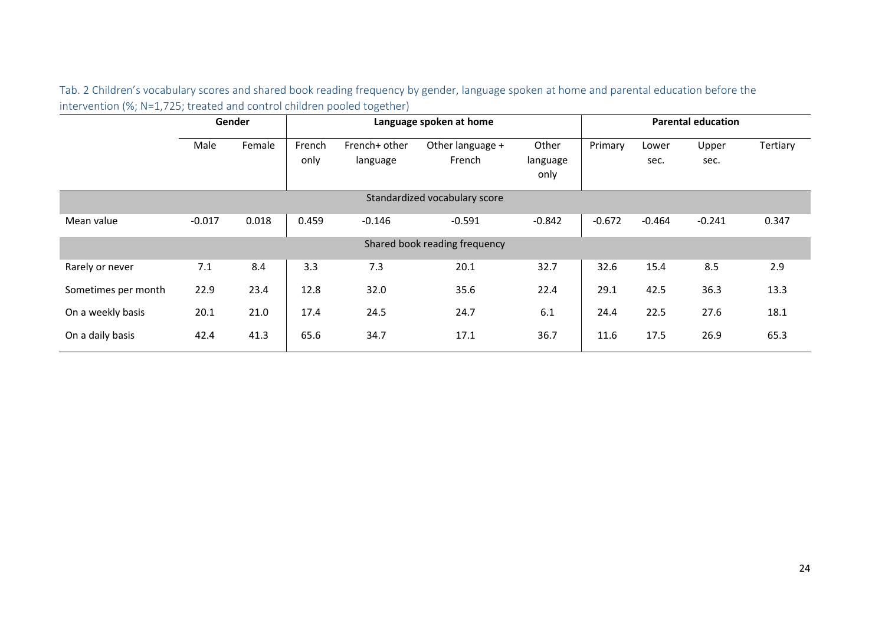Tab. 2 Children's vocabulary scores and shared book reading frequency by gender, language spoken at home and parental education before the intervention (%; N=1,725; treated and control children pooled together)

| | Gender | | Language spoken at home | | | | Parental education | | | |
|---|---|---|---|---|---|---|---|---|---|---|
| | Male | Female | French only | French+ other language | Other language + French | Other language only | Primary | Lower sec. | Upper sec. | Tertiary |
| **Standardized vocabulary score** | | | | | | | | | | |
| Mean value | -0.017 | 0.018 | 0.459 | -0.146 | -0.591 | -0.842 | -0.672 | -0.464 | -0.241 | 0.347 |
| **Shared book reading frequency** | | | | | | | | | | |
| Rarely or never | 7.1 | 8.4 | 3.3 | 7.3 | 20.1 | 32.7 | 32.6 | 15.4 | 8.5 | 2.9 |
| Sometimes per month | 22.9 | 23.4 | 12.8 | 32.0 | 35.6 | 22.4 | 29.1 | 42.5 | 36.3 | 13.3 |
| On a weekly basis | 20.1 | 21.0 | 17.4 | 24.5 | 24.7 | 6.1 | 24.4 | 22.5 | 27.6 | 18.1 |
| On a daily basis | 42.4 | 41.3 | 65.6 | 34.7 | 17.1 | 36.7 | 11.6 | 17.5 | 26.9 | 65.3 |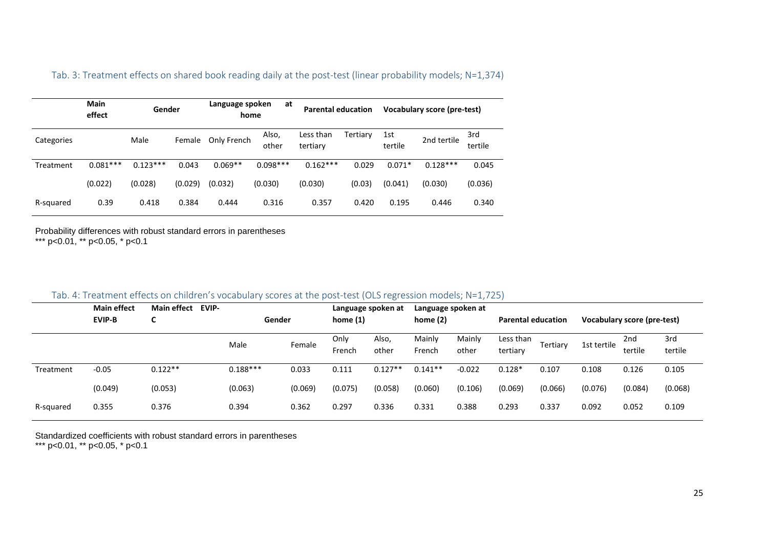Tab. 3: Treatment effects on shared book reading daily at the post-test (linear probability models; N=1,374)

| | Main effect | Gender | | Language spoken at home | | Parental education | | Vocabulary score (pre-test) | | |
|---|---|---|---|---|---|---|---|---|---|---|
| Categories | | Male | Female | Only French | Also, other | Less than tertiary | Tertiary | 1st tertile | 2nd tertile | 3rd tertile |
| Treatment | 0.081*** | 0.123*** | 0.043 | 0.069** | 0.098*** | 0.162*** | 0.029 | 0.071* | 0.128*** | 0.045 |
| | (0.022) | (0.028) | (0.029) | (0.032) | (0.030) | (0.030) | (0.03) | (0.041) | (0.030) | (0.036) |
| R-squared | 0.39 | 0.418 | 0.384 | 0.444 | 0.316 | 0.357 | 0.420 | 0.195 | 0.446 | 0.340 |

Probability differences with robust standard errors in parentheses
*** p<0.01, ** p<0.05, * p<0.1

Tab. 4: Treatment effects on children's vocabulary scores at the post-test (OLS regression models; N=1,725)

| | Main effect EVIP-B | Main effect EVIP-C | Gender | | Language spoken at home (1) | | Language spoken at home (2) | | Parental education | | Vocabulary score (pre-test) | | |
|---|---|---|---|---|---|---|---|---|---|---|---|---|---|
| | | | Male | Female | Only French | Also, other | Mainly French | Mainly other | Less than tertiary | Tertiary | 1st tertile | 2nd tertile | 3rd tertile |
| Treatment | -0.05 | 0.122** | 0.188*** | 0.033 | 0.111 | 0.127** | 0.141** | -0.022 | 0.128* | 0.107 | 0.108 | 0.126 | 0.105 |
| | (0.049) | (0.053) | (0.063) | (0.069) | (0.075) | (0.058) | (0.060) | (0.106) | (0.069) | (0.066) | (0.076) | (0.084) | (0.068) |
| R-squared | 0.355 | 0.376 | 0.394 | 0.362 | 0.297 | 0.336 | 0.331 | 0.388 | 0.293 | 0.337 | 0.092 | 0.052 | 0.109 |

Standardized coefficients with robust standard errors in parentheses
*** p<0.01, ** p<0.05, * p<0.1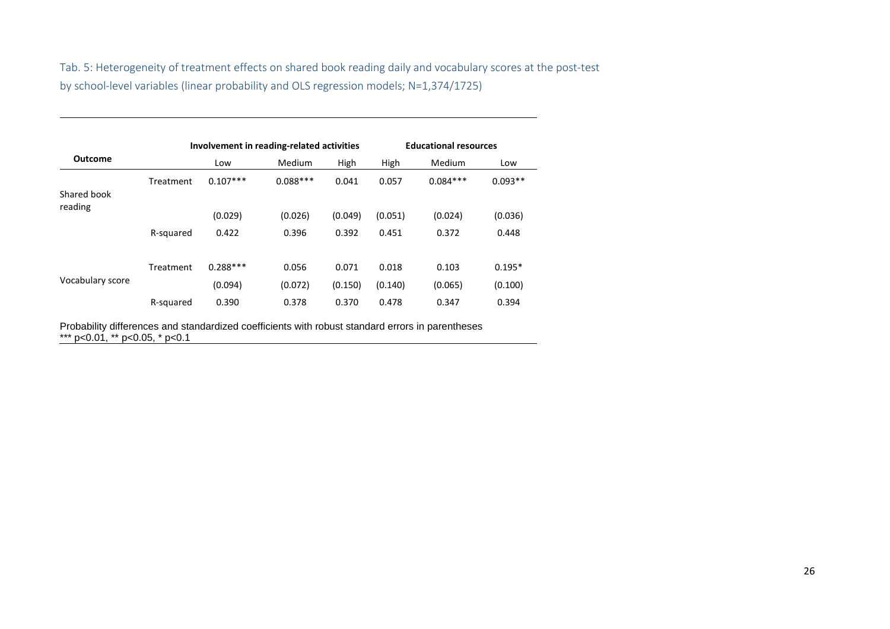Tab. 5: Heterogeneity of treatment effects on shared book reading daily and vocabulary scores at the post-test by school-level variables (linear probability and OLS regression models; N=1,374/1725)

| | | Involvement in reading-related activities | | | Educational resources | | |
|---|---|---|---|---|---|---|---|
| **Outcome** | | Low | Medium | High | High | Medium | Low |
| Shared book reading | Treatment | 0.107*** | 0.088*** | 0.041 | 0.057 | 0.084*** | 0.093** |
| | | (0.029) | (0.026) | (0.049) | (0.051) | (0.024) | (0.036) |
| | R-squared | 0.422 | 0.396 | 0.392 | 0.451 | 0.372 | 0.448 |
| Vocabulary score | Treatment | 0.288*** | 0.056 | 0.071 | 0.018 | 0.103 | 0.195* |
| | | (0.094) | (0.072) | (0.150) | (0.140) | (0.065) | (0.100) |
| | R-squared | 0.390 | 0.378 | 0.370 | 0.478 | 0.347 | 0.394 |

Probability differences and standardized coefficients with robust standard errors in parentheses
*** p<0.01, ** p<0.05, * p<0.1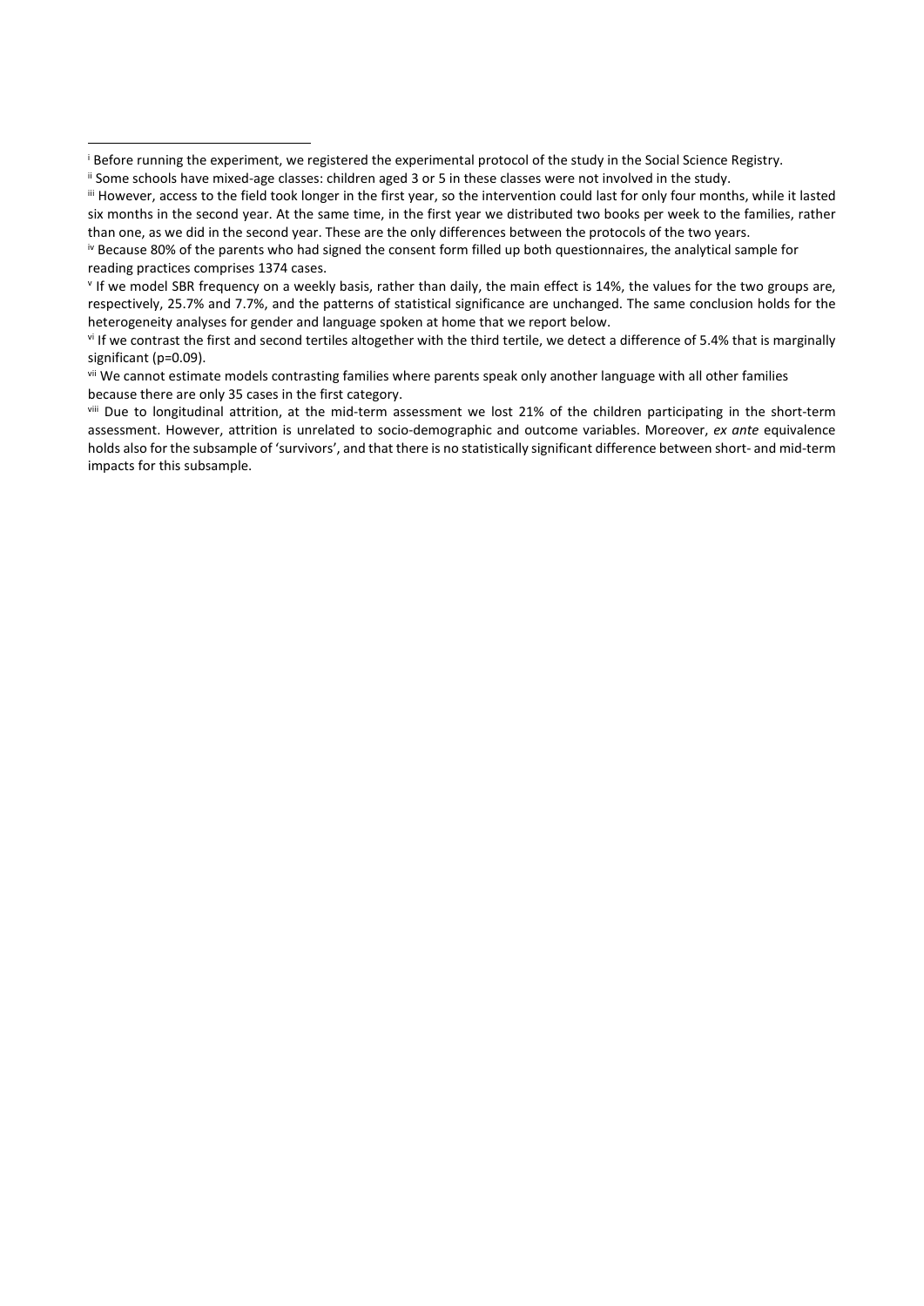[i] Before running the experiment, we registered the experimental protocol of the study in the Social Science Registry.

[ii] Some schools have mixed-age classes: children aged 3 or 5 in these classes were not involved in the study.

[iii] However, access to the field took longer in the first year, so the intervention could last for only four months, while it lasted six months in the second year. At the same time, in the first year we distributed two books per week to the families, rather than one, as we did in the second year. These are the only differences between the protocols of the two years.

[iv] Because 80% of the parents who had signed the consent form filled up both questionnaires, the analytical sample for reading practices comprises 1374 cases.

[v] If we model SBR frequency on a weekly basis, rather than daily, the main effect is 14%, the values for the two groups are, respectively, 25.7% and 7.7%, and the patterns of statistical significance are unchanged. The same conclusion holds for the heterogeneity analyses for gender and language spoken at home that we report below.

[vi] If we contrast the first and second tertiles altogether with the third tertile, we detect a difference of 5.4% that is marginally significant (p=0.09).

[vii] We cannot estimate models contrasting families where parents speak only another language with all other families because there are only 35 cases in the first category.

[viii] Due to longitudinal attrition, at the mid-term assessment we lost 21% of the children participating in the short-term assessment. However, attrition is unrelated to socio-demographic and outcome variables. Moreover, *ex ante* equivalence holds also for the subsample of 'survivors', and that there is no statistically significant difference between short- and mid-term impacts for this subsample.